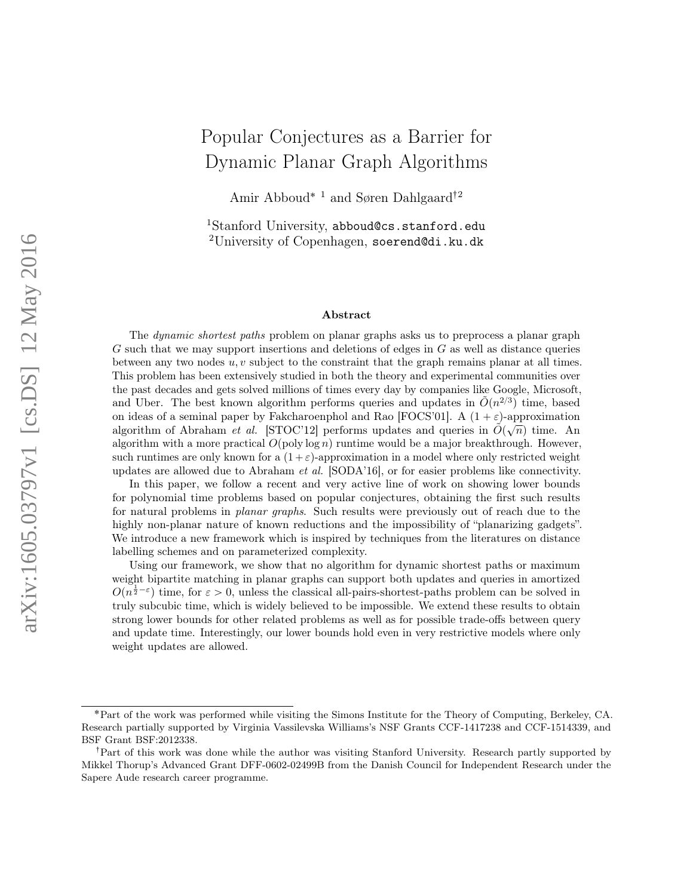# Popular Conjectures as a Barrier for Dynamic Planar Graph Algorithms

Amir Abboud* [1] and Søren Dahlgaard† [2]

[1] Stanford University, abboud@cs.stanford.edu
[2] University of Copenhagen, soerend@di.ku.dk

### Abstract

The *dynamic shortest paths* problem on planar graphs asks us to preprocess a planar graph $G$ such that we may support insertions and deletions of edges in $G$ as well as distance queries between any two nodes $u, v$ subject to the constraint that the graph remains planar at all times. This problem has been extensively studied in both the theory and experimental communities over the past decades and gets solved millions of times every day by companies like Google, Microsoft, and Uber. The best known algorithm performs queries and updates in $\tilde{O}(n^{2/3})$ time, based on ideas of a seminal paper by Fakcharoenphol and Rao [FOCS'01]. A $(1+\varepsilon)$-approximation algorithm of Abraham *et al.* [STOC'12] performs updates and queries in $\tilde{O}(\sqrt{n})$ time. An algorithm with a more practical $O(\text{poly}\log n)$ runtime would be a major breakthrough. However, such runtimes are only known for a $(1+\varepsilon)$-approximation in a model where only restricted weight updates are allowed due to Abraham *et al.* [SODA'16], or for easier problems like connectivity.

In this paper, we follow a recent and very active line of work on showing lower bounds for polynomial time problems based on popular conjectures, obtaining the first such results for natural problems in *planar graphs*. Such results were previously out of reach due to the highly non-planar nature of known reductions and the impossibility of "planarizing gadgets". We introduce a new framework which is inspired by techniques from the literatures on distance labelling schemes and on parameterized complexity.

Using our framework, we show that no algorithm for dynamic shortest paths or maximum weight bipartite matching in planar graphs can support both updates and queries in amortized $O(n^{\frac{1}{2}-\varepsilon})$ time, for $\varepsilon > 0$, unless the classical all-pairs-shortest-paths problem can be solved in truly subcubic time, which is widely believed to be impossible. We extend these results to obtain strong lower bounds for other related problems as well as for possible trade-offs between query and update time. Interestingly, our lower bounds hold even in very restrictive models where only weight updates are allowed.

---

*Part of the work was performed while visiting the Simons Institute for the Theory of Computing, Berkeley, CA. Research partially supported by Virginia Vassilevska Williams's NSF Grants CCF-1417238 and CCF-1514339, and BSF Grant BSF:2012338.

†Part of this work was done while the author was visiting Stanford University. Research partly supported by Mikkel Thorup's Advanced Grant DFF-0602-02499B from the Danish Council for Independent Research under the Sapere Aude research career programme.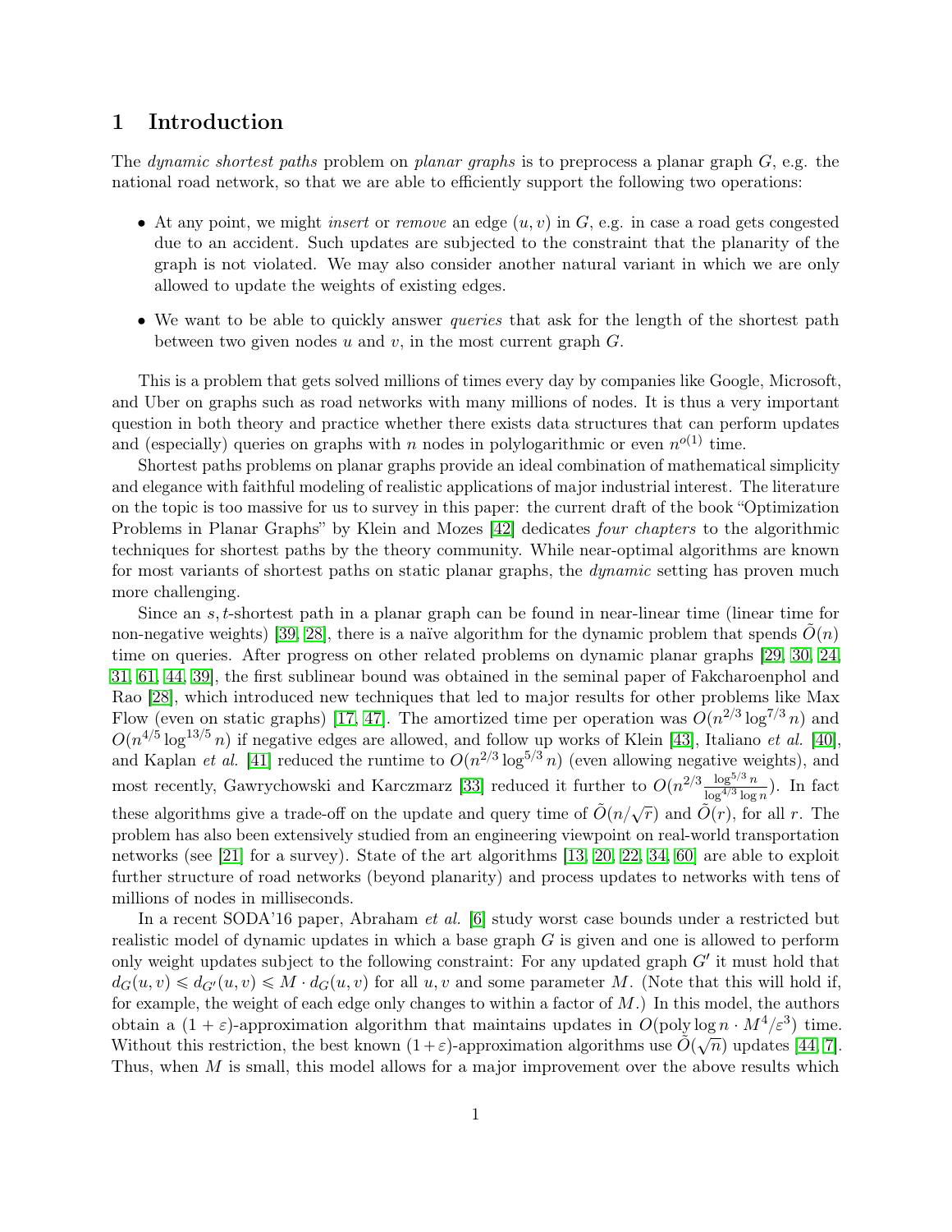# 1 Introduction

The *dynamic shortest paths* problem on *planar graphs* is to preprocess a planar graph $G$, e.g. the national road network, so that we are able to efficiently support the following two operations:

- At any point, we might *insert* or *remove* an edge $(u, v)$ in $G$, e.g. in case a road gets congested due to an accident. Such updates are subjected to the constraint that the planarity of the graph is not violated. We may also consider another natural variant in which we are only allowed to update the weights of existing edges.
- We want to be able to quickly answer *queries* that ask for the length of the shortest path between two given nodes $u$ and $v$, in the most current graph $G$.

This is a problem that gets solved millions of times every day by companies like Google, Microsoft, and Uber on graphs such as road networks with many millions of nodes. It is thus a very important question in both theory and practice whether there exists data structures that can perform updates and (especially) queries on graphs with $n$ nodes in polylogarithmic or even $n^{o(1)}$ time.

Shortest paths problems on planar graphs provide an ideal combination of mathematical simplicity and elegance with faithful modeling of realistic applications of major industrial interest. The literature on the topic is too massive for us to survey in this paper: the current draft of the book "Optimization Problems in Planar Graphs" by Klein and Mozes [42] dedicates *four chapters* to the algorithmic techniques for shortest paths by the theory community. While near-optimal algorithms are known for most variants of shortest paths on static planar graphs, the *dynamic* setting has proven much more challenging.

Since an $s,t$-shortest path in a planar graph can be found in near-linear time (linear time for non-negative weights) [39, 28], there is a naïve algorithm for the dynamic problem that spends $\tilde{O}(n)$ time on queries. After progress on other related problems on dynamic planar graphs [29, 30, 24, 31, 61, 44, 39], the first sublinear bound was obtained in the seminal paper of Fakcharoenphol and Rao [28], which introduced new techniques that led to major results for other problems like Max Flow (even on static graphs) [17, 47]. The amortized time per operation was $O(n^{2/3}\log^{7/3} n)$ and $O(n^{4/5}\log^{13/5} n)$ if negative edges are allowed, and follow up works of Klein [43], Italiano *et al.* [40], and Kaplan *et al.* [41] reduced the runtime to $O(n^{2/3}\log^{5/3} n)$ (even allowing negative weights), and most recently, Gawrychowski and Karczmarz [33] reduced it further to $O(n^{2/3}\frac{\log^{5/3} n}{\log^{4/3}\log n})$. In fact these algorithms give a trade-off on the update and query time of $\tilde{O}(n/\sqrt{r})$ and $\tilde{O}(r)$, for all $r$. The problem has also been extensively studied from an engineering viewpoint on real-world transportation networks (see [21] for a survey). State of the art algorithms [13, 20, 22, 34, 60] are able to exploit further structure of road networks (beyond planarity) and process updates to networks with tens of millions of nodes in milliseconds.

In a recent SODA'16 paper, Abraham *et al.* [6] study worst case bounds under a restricted but realistic model of dynamic updates in which a base graph $G$ is given and one is allowed to perform only weight updates subject to the following constraint: For any updated graph $G'$ it must hold that $d_G(u, v) \leqslant d_{G'}(u, v) \leqslant M \cdot d_G(u, v)$ for all $u, v$ and some parameter $M$. (Note that this will hold if, for example, the weight of each edge only changes to within a factor of $M$.) In this model, the authors obtain a $(1 + \varepsilon)$-approximation algorithm that maintains updates in $O(\text{poly}\log n \cdot M^4/\varepsilon^3)$ time. Without this restriction, the best known $(1+\varepsilon)$-approximation algorithms use $\tilde{O}(\sqrt{n})$ updates [44, 7]. Thus, when $M$ is small, this model allows for a major improvement over the above results which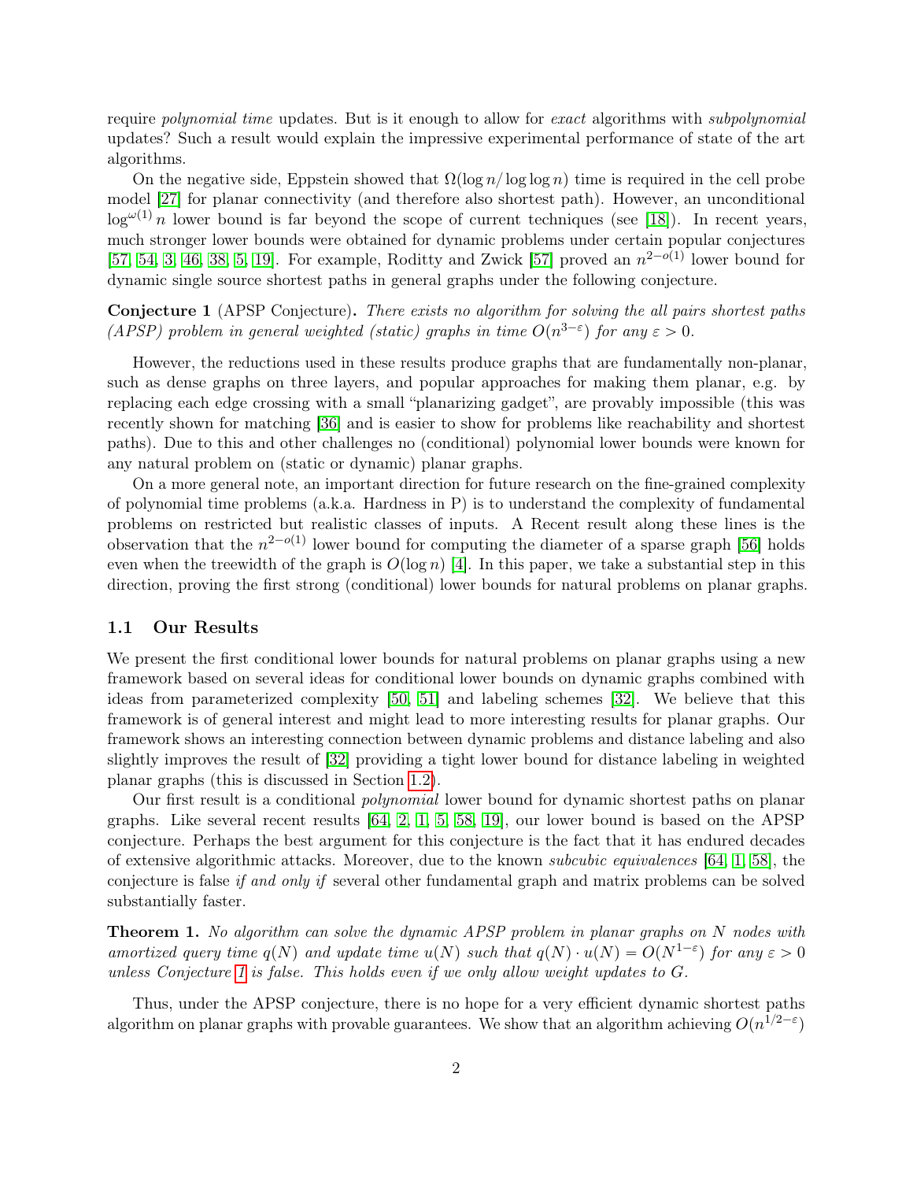require *polynomial time* updates. But is it enough to allow for *exact* algorithms with *subpolynomial* updates? Such a result would explain the impressive experimental performance of state of the art algorithms.

On the negative side, Eppstein showed that $\Omega(\log n / \log \log n)$ time is required in the cell probe model [27] for planar connectivity (and therefore also shortest path). However, an unconditional $\log^{\omega(1)} n$ lower bound is far beyond the scope of current techniques (see [18]). In recent years, much stronger lower bounds were obtained for dynamic problems under certain popular conjectures [57, 54, 3, 46, 38, 5, 19]. For example, Roditty and Zwick [57] proved an $n^{2-o(1)}$ lower bound for dynamic single source shortest paths in general graphs under the following conjecture.

**Conjecture 1** (APSP Conjecture)**.** *There exists no algorithm for solving the all pairs shortest paths (APSP) problem in general weighted (static) graphs in time $O(n^{3-\varepsilon})$ for any $\varepsilon > 0$.*

However, the reductions used in these results produce graphs that are fundamentally non-planar, such as dense graphs on three layers, and popular approaches for making them planar, e.g. by replacing each edge crossing with a small "planarizing gadget", are provably impossible (this was recently shown for matching [36] and is easier to show for problems like reachability and shortest paths). Due to this and other challenges no (conditional) polynomial lower bounds were known for any natural problem on (static or dynamic) planar graphs.

On a more general note, an important direction for future research on the fine-grained complexity of polynomial time problems (a.k.a. Hardness in P) is to understand the complexity of fundamental problems on restricted but realistic classes of inputs. A Recent result along these lines is the observation that the $n^{2-o(1)}$ lower bound for computing the diameter of a sparse graph [56] holds even when the treewidth of the graph is $O(\log n)$ [4]. In this paper, we take a substantial step in this direction, proving the first strong (conditional) lower bounds for natural problems on planar graphs.

## 1.1 Our Results

We present the first conditional lower bounds for natural problems on planar graphs using a new framework based on several ideas for conditional lower bounds on dynamic graphs combined with ideas from parameterized complexity [50, 51] and labeling schemes [32]. We believe that this framework is of general interest and might lead to more interesting results for planar graphs. Our framework shows an interesting connection between dynamic problems and distance labeling and also slightly improves the result of [32] providing a tight lower bound for distance labeling in weighted planar graphs (this is discussed in Section 1.2).

Our first result is a conditional *polynomial* lower bound for dynamic shortest paths on planar graphs. Like several recent results [64, 2, 1, 5, 58, 19], our lower bound is based on the APSP conjecture. Perhaps the best argument for this conjecture is the fact that it has endured decades of extensive algorithmic attacks. Moreover, due to the known *subcubic equivalences* [64, 1, 58], the conjecture is false *if and only if* several other fundamental graph and matrix problems can be solved substantially faster.

**Theorem 1.** *No algorithm can solve the dynamic APSP problem in planar graphs on $N$ nodes with amortized query time $q(N)$ and update time $u(N)$ such that $q(N) \cdot u(N) = O(N^{1-\varepsilon})$ for any $\varepsilon > 0$ unless Conjecture 1 is false. This holds even if we only allow weight updates to $G$.*

Thus, under the APSP conjecture, there is no hope for a very efficient dynamic shortest paths algorithm on planar graphs with provable guarantees. We show that an algorithm achieving $O(n^{1/2-\varepsilon})$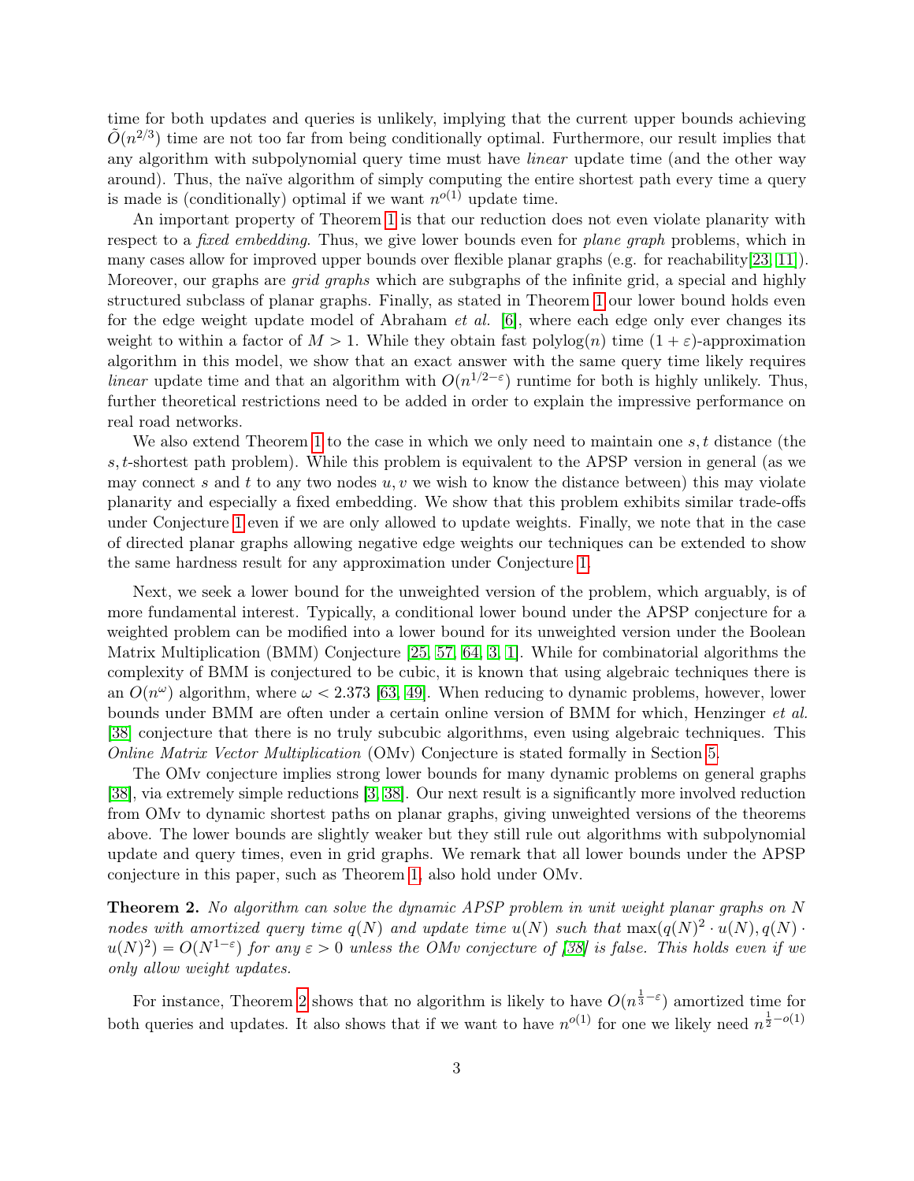time for both updates and queries is unlikely, implying that the current upper bounds achieving $\tilde{O}(n^{2/3})$ time are not too far from being conditionally optimal. Furthermore, our result implies that any algorithm with subpolynomial query time must have *linear* update time (and the other way around). Thus, the naïve algorithm of simply computing the entire shortest path every time a query is made is (conditionally) optimal if we want $n^{o(1)}$ update time.

An important property of Theorem 1 is that our reduction does not even violate planarity with respect to a *fixed embedding*. Thus, we give lower bounds even for *plane graph* problems, which in many cases allow for improved upper bounds over flexible planar graphs (e.g. for reachability[23, 11]). Moreover, our graphs are *grid graphs* which are subgraphs of the infinite grid, a special and highly structured subclass of planar graphs. Finally, as stated in Theorem 1 our lower bound holds even for the edge weight update model of Abraham *et al.* [6], where each edge only ever changes its weight to within a factor of $M > 1$. While they obtain fast polylog$(n)$ time $(1 + \varepsilon)$-approximation algorithm in this model, we show that an exact answer with the same query time likely requires *linear* update time and that an algorithm with $O(n^{1/2-\varepsilon})$ runtime for both is highly unlikely. Thus, further theoretical restrictions need to be added in order to explain the impressive performance on real road networks.

We also extend Theorem 1 to the case in which we only need to maintain one $s, t$ distance (the $s, t$-shortest path problem). While this problem is equivalent to the APSP version in general (as we may connect $s$ and $t$ to any two nodes $u, v$ we wish to know the distance between) this may violate planarity and especially a fixed embedding. We show that this problem exhibits similar trade-offs under Conjecture 1 even if we are only allowed to update weights. Finally, we note that in the case of directed planar graphs allowing negative edge weights our techniques can be extended to show the same hardness result for any approximation under Conjecture 1.

Next, we seek a lower bound for the unweighted version of the problem, which arguably, is of more fundamental interest. Typically, a conditional lower bound under the APSP conjecture for a weighted problem can be modified into a lower bound for its unweighted version under the Boolean Matrix Multiplication (BMM) Conjecture [25, 57, 64, 3, 1]. While for combinatorial algorithms the complexity of BMM is conjectured to be cubic, it is known that using algebraic techniques there is an $O(n^{\omega})$ algorithm, where $\omega < 2.373$ [63, 49]. When reducing to dynamic problems, however, lower bounds under BMM are often under a certain online version of BMM for which, Henzinger *et al.* [38] conjecture that there is no truly subcubic algorithms, even using algebraic techniques. This *Online Matrix Vector Multiplication* (OMv) Conjecture is stated formally in Section 5.

The OMv conjecture implies strong lower bounds for many dynamic problems on general graphs [38], via extremely simple reductions [3, 38]. Our next result is a significantly more involved reduction from OMv to dynamic shortest paths on planar graphs, giving unweighted versions of the theorems above. The lower bounds are slightly weaker but they still rule out algorithms with subpolynomial update and query times, even in grid graphs. We remark that all lower bounds under the APSP conjecture in this paper, such as Theorem 1, also hold under OMv.

**Theorem 2.** *No algorithm can solve the dynamic APSP problem in unit weight planar graphs on $N$ nodes with amortized query time $q(N)$ and update time $u(N)$ such that $\max(q(N)^2 \cdot u(N), q(N) \cdot u(N)^2) = O(N^{1-\varepsilon})$ for any $\varepsilon > 0$ unless the OMv conjecture of [38] is false. This holds even if we only allow weight updates.*

For instance, Theorem 2 shows that no algorithm is likely to have $O(n^{\frac{1}{3}-\varepsilon})$ amortized time for both queries and updates. It also shows that if we want to have $n^{o(1)}$ for one we likely need $n^{\frac{1}{2}-o(1)}$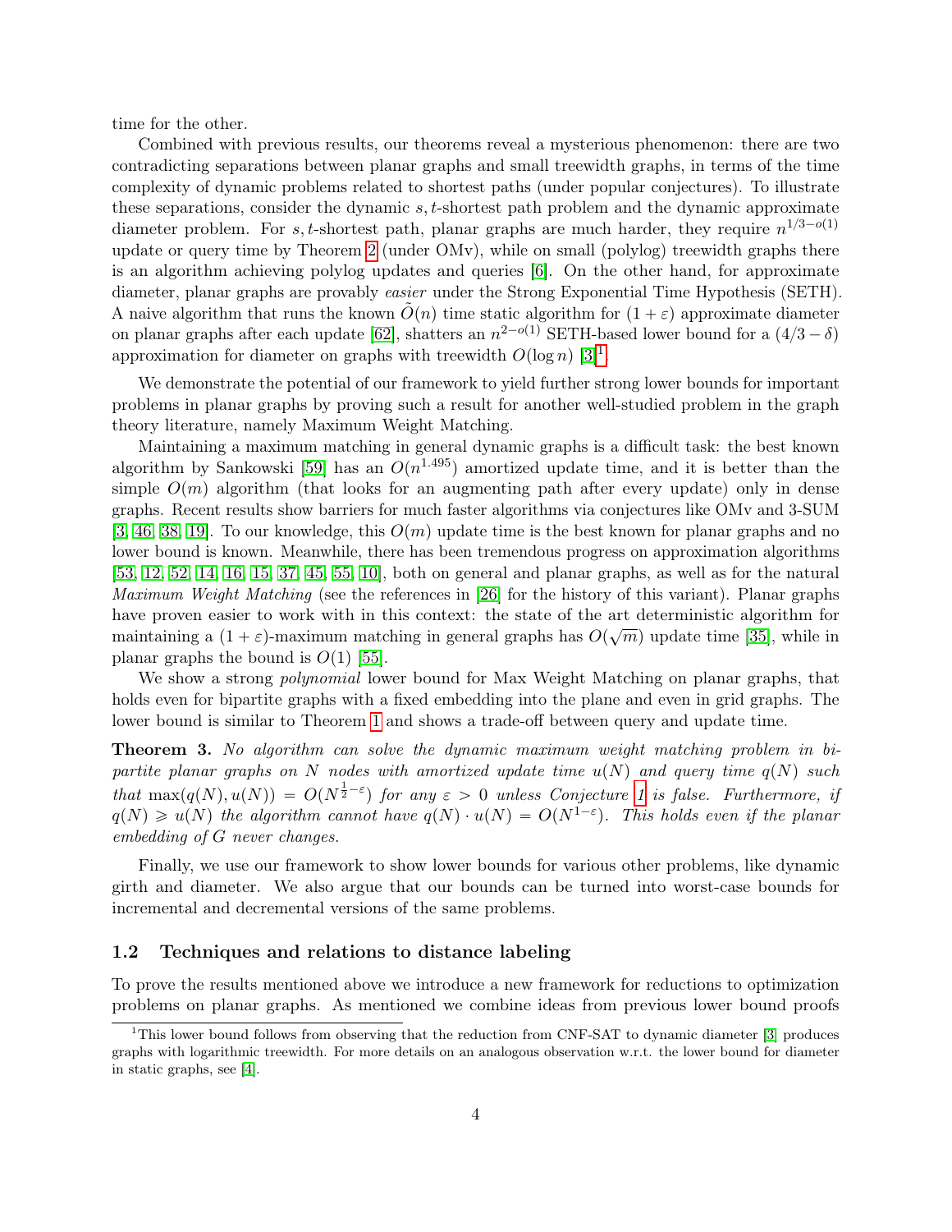time for the other.

Combined with previous results, our theorems reveal a mysterious phenomenon: there are two contradicting separations between planar graphs and small treewidth graphs, in terms of the time complexity of dynamic problems related to shortest paths (under popular conjectures). To illustrate these separations, consider the dynamic $s,t$-shortest path problem and the dynamic approximate diameter problem. For $s,t$-shortest path, planar graphs are much harder, they require $n^{1/3-o(1)}$ update or query time by Theorem 2 (under OMv), while on small (polylog) treewidth graphs there is an algorithm achieving polylog updates and queries [6]. On the other hand, for approximate diameter, planar graphs are provably *easier* under the Strong Exponential Time Hypothesis (SETH). A naive algorithm that runs the known $\tilde{O}(n)$ time static algorithm for $(1+\varepsilon)$ approximate diameter on planar graphs after each update [62], shatters an $n^{2-o(1)}$ SETH-based lower bound for a $(4/3-\delta)$ approximation for diameter on graphs with treewidth $O(\log n)$ [3][1].

We demonstrate the potential of our framework to yield further strong lower bounds for important problems in planar graphs by proving such a result for another well-studied problem in the graph theory literature, namely Maximum Weight Matching.

Maintaining a maximum matching in general dynamic graphs is a difficult task: the best known algorithm by Sankowski [59] has an $O(n^{1.495})$ amortized update time, and it is better than the simple $O(m)$ algorithm (that looks for an augmenting path after every update) only in dense graphs. Recent results show barriers for much faster algorithms via conjectures like OMv and 3-SUM [3, 46, 38, 19]. To our knowledge, this $O(m)$ update time is the best known for planar graphs and no lower bound is known. Meanwhile, there has been tremendous progress on approximation algorithms [53, 12, 52, 14, 16, 15, 37, 45, 55, 10], both on general and planar graphs, as well as for the natural *Maximum Weight Matching* (see the references in [26] for the history of this variant). Planar graphs have proven easier to work with in this context: the state of the art deterministic algorithm for maintaining a $(1+\varepsilon)$-maximum matching in general graphs has $O(\sqrt{m})$ update time [35], while in planar graphs the bound is $O(1)$ [55].

We show a strong *polynomial* lower bound for Max Weight Matching on planar graphs, that holds even for bipartite graphs with a fixed embedding into the plane and even in grid graphs. The lower bound is similar to Theorem 1 and shows a trade-off between query and update time.

**Theorem 3.** *No algorithm can solve the dynamic maximum weight matching problem in bipartite planar graphs on $N$ nodes with amortized update time $u(N)$ and query time $q(N)$ such that $\max(q(N), u(N)) = O(N^{\frac{1}{2}-\varepsilon})$ for any $\varepsilon > 0$ unless Conjecture 1 is false. Furthermore, if $q(N) \geqslant u(N)$ the algorithm cannot have $q(N) \cdot u(N) = O(N^{1-\varepsilon})$. This holds even if the planar embedding of $G$ never changes.*

Finally, we use our framework to show lower bounds for various other problems, like dynamic girth and diameter. We also argue that our bounds can be turned into worst-case bounds for incremental and decremental versions of the same problems.

## 1.2 Techniques and relations to distance labeling

To prove the results mentioned above we introduce a new framework for reductions to optimization problems on planar graphs. As mentioned we combine ideas from previous lower bound proofs

[1] This lower bound follows from observing that the reduction from CNF-SAT to dynamic diameter [3] produces graphs with logarithmic treewidth. For more details on an analogous observation w.r.t. the lower bound for diameter in static graphs, see [4].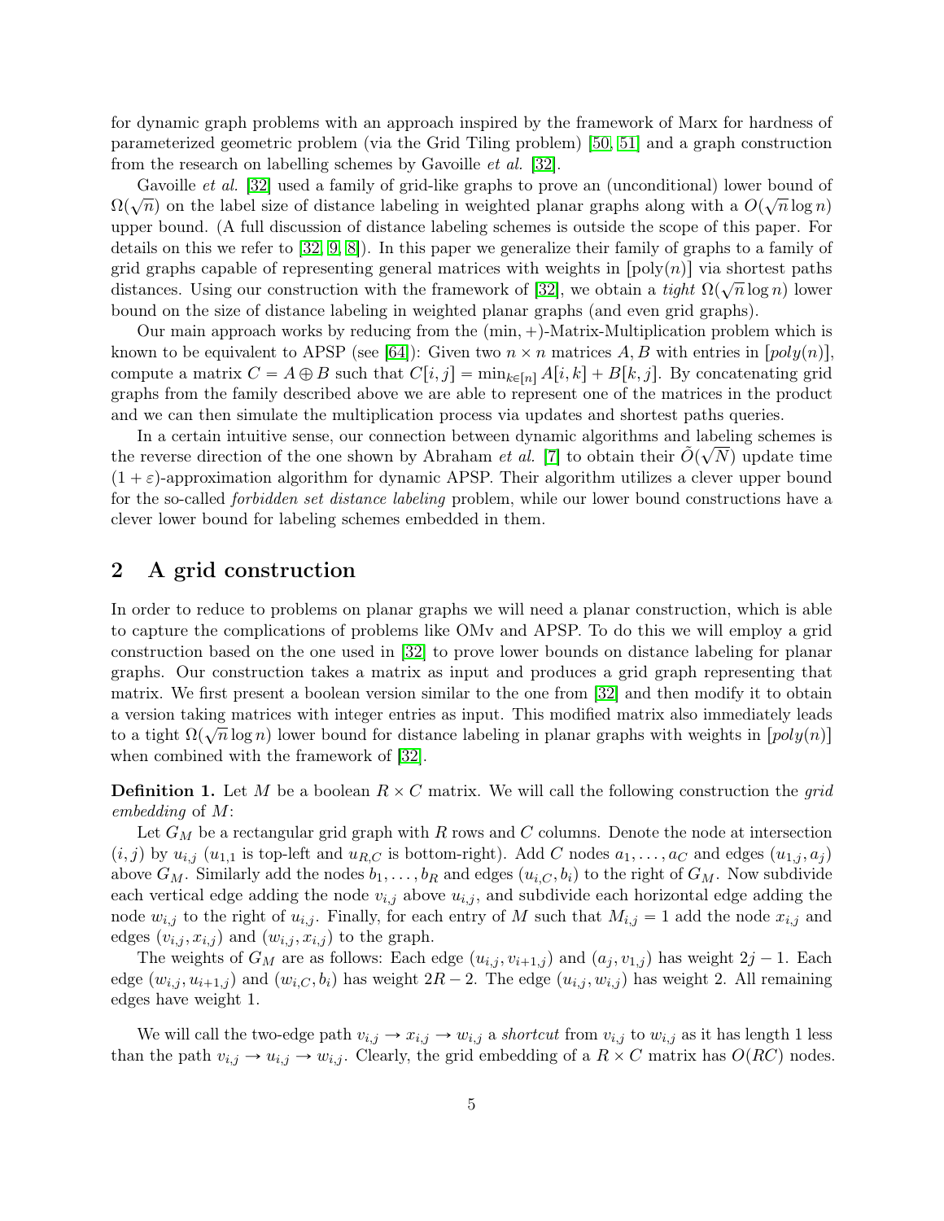for dynamic graph problems with an approach inspired by the framework of Marx for hardness of parameterized geometric problem (via the Grid Tiling problem) [50, 51] and a graph construction from the research on labelling schemes by Gavoille *et al.* [32].

Gavoille *et al.* [32] used a family of grid-like graphs to prove an (unconditional) lower bound of $\Omega(\sqrt{n})$ on the label size of distance labeling in weighted planar graphs along with a $O(\sqrt{n}\log n)$ upper bound. (A full discussion of distance labeling schemes is outside the scope of this paper. For details on this we refer to [32, 9, 8]). In this paper we generalize their family of graphs to a family of grid graphs capable of representing general matrices with weights in $[\text{poly}(n)]$ via shortest paths distances. Using our construction with the framework of [32], we obtain a *tight* $\Omega(\sqrt{n}\log n)$ lower bound on the size of distance labeling in weighted planar graphs (and even grid graphs).

Our main approach works by reducing from the $(\min,+)$-Matrix-Multiplication problem which is known to be equivalent to APSP (see [64]): Given two $n \times n$ matrices $A, B$ with entries in $[poly(n)]$, compute a matrix $C = A \oplus B$ such that $C[i,j] = \min_{k\in[n]} A[i,k] + B[k,j]$. By concatenating grid graphs from the family described above we are able to represent one of the matrices in the product and we can then simulate the multiplication process via updates and shortest paths queries.

In a certain intuitive sense, our connection between dynamic algorithms and labeling schemes is the reverse direction of the one shown by Abraham *et al.* [7] to obtain their $\tilde{O}(\sqrt{N})$ update time $(1+\varepsilon)$-approximation algorithm for dynamic APSP. Their algorithm utilizes a clever upper bound for the so-called *forbidden set distance labeling* problem, while our lower bound constructions have a clever lower bound for labeling schemes embedded in them.

## 2 A grid construction

In order to reduce to problems on planar graphs we will need a planar construction, which is able to capture the complications of problems like OMv and APSP. To do this we will employ a grid construction based on the one used in [32] to prove lower bounds on distance labeling for planar graphs. Our construction takes a matrix as input and produces a grid graph representing that matrix. We first present a boolean version similar to the one from [32] and then modify it to obtain a version taking matrices with integer entries as input. This modified matrix also immediately leads to a tight $\Omega(\sqrt{n}\log n)$ lower bound for distance labeling in planar graphs with weights in $[poly(n)]$ when combined with the framework of [32].

**Definition 1.** Let $M$ be a boolean $R \times C$ matrix. We will call the following construction the *grid embedding* of $M$:

Let $G_M$ be a rectangular grid graph with $R$ rows and $C$ columns. Denote the node at intersection $(i,j)$ by $u_{i,j}$ ($u_{1,1}$ is top-left and $u_{R,C}$ is bottom-right). Add $C$ nodes $a_1,\ldots,a_C$ and edges $(u_{1,j},a_j)$ above $G_M$. Similarly add the nodes $b_1,\ldots,b_R$ and edges $(u_{i,C},b_i)$ to the right of $G_M$. Now subdivide each vertical edge adding the node $v_{i,j}$ above $u_{i,j}$, and subdivide each horizontal edge adding the node $w_{i,j}$ to the right of $u_{i,j}$. Finally, for each entry of $M$ such that $M_{i,j} = 1$ add the node $x_{i,j}$ and edges $(v_{i,j},x_{i,j})$ and $(w_{i,j},x_{i,j})$ to the graph.

The weights of $G_M$ are as follows: Each edge $(u_{i,j},v_{i+1,j})$ and $(a_j,v_{1,j})$ has weight $2j-1$. Each edge $(w_{i,j},u_{i+1,j})$ and $(w_{i,C},b_i)$ has weight $2R-2$. The edge $(u_{i,j},w_{i,j})$ has weight 2. All remaining edges have weight 1.

We will call the two-edge path $v_{i,j} \to x_{i,j} \to w_{i,j}$ a *shortcut* from $v_{i,j}$ to $w_{i,j}$ as it has length 1 less than the path $v_{i,j} \to u_{i,j} \to w_{i,j}$. Clearly, the grid embedding of a $R \times C$ matrix has $O(RC)$ nodes.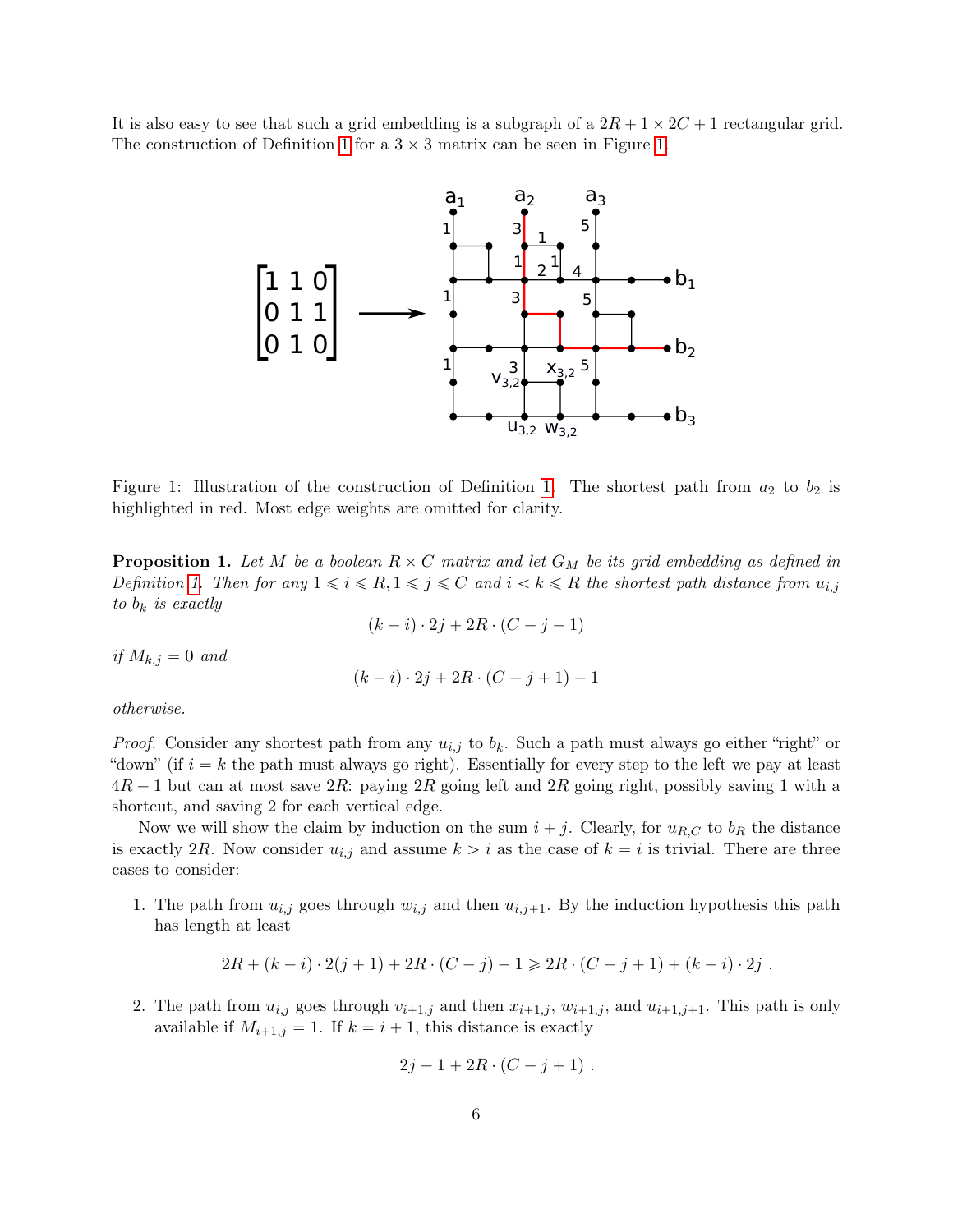It is also easy to see that such a grid embedding is a subgraph of a $2R+1 \times 2C+1$ rectangular grid. The construction of Definition 1 for a $3 \times 3$ matrix can be seen in Figure 1.

Figure 1: Illustration of the construction of Definition 1. The shortest path from $a_2$ to $b_2$ is highlighted in red. Most edge weights are omitted for clarity.

**Proposition 1.** *Let $M$ be a boolean $R \times C$ matrix and let $G_M$ be its grid embedding as defined in Definition 1. Then for any $1 \leqslant i \leqslant R, 1 \leqslant j \leqslant C$ and $i < k \leqslant R$ the shortest path distance from $u_{i,j}$ to $b_k$ is exactly*

$$(k-i) \cdot 2j + 2R \cdot (C - j + 1)$$

*if $M_{k,j} = 0$ and*

$$(k-i) \cdot 2j + 2R \cdot (C - j + 1) - 1$$

*otherwise.*

*Proof.* Consider any shortest path from any $u_{i,j}$ to $b_k$. Such a path must always go either "right" or "down" (if $i = k$ the path must always go right). Essentially for every step to the left we pay at least $4R - 1$ but can at most save $2R$: paying $2R$ going left and $2R$ going right, possibly saving 1 with a shortcut, and saving 2 for each vertical edge.

Now we will show the claim by induction on the sum $i + j$. Clearly, for $u_{R,C}$ to $b_R$ the distance is exactly $2R$. Now consider $u_{i,j}$ and assume $k > i$ as the case of $k = i$ is trivial. There are three cases to consider:

1. The path from $u_{i,j}$ goes through $w_{i,j}$ and then $u_{i,j+1}$. By the induction hypothesis this path has length at least

$$2R + (k-i) \cdot 2(j+1) + 2R \cdot (C - j) - 1 \geqslant 2R \cdot (C - j + 1) + (k-i) \cdot 2j \ .$$

2. The path from $u_{i,j}$ goes through $v_{i+1,j}$ and then $x_{i+1,j}$, $w_{i+1,j}$, and $u_{i+1,j+1}$. This path is only available if $M_{i+1,j} = 1$. If $k = i + 1$, this distance is exactly

$$2j - 1 + 2R \cdot (C - j + 1) \ .$$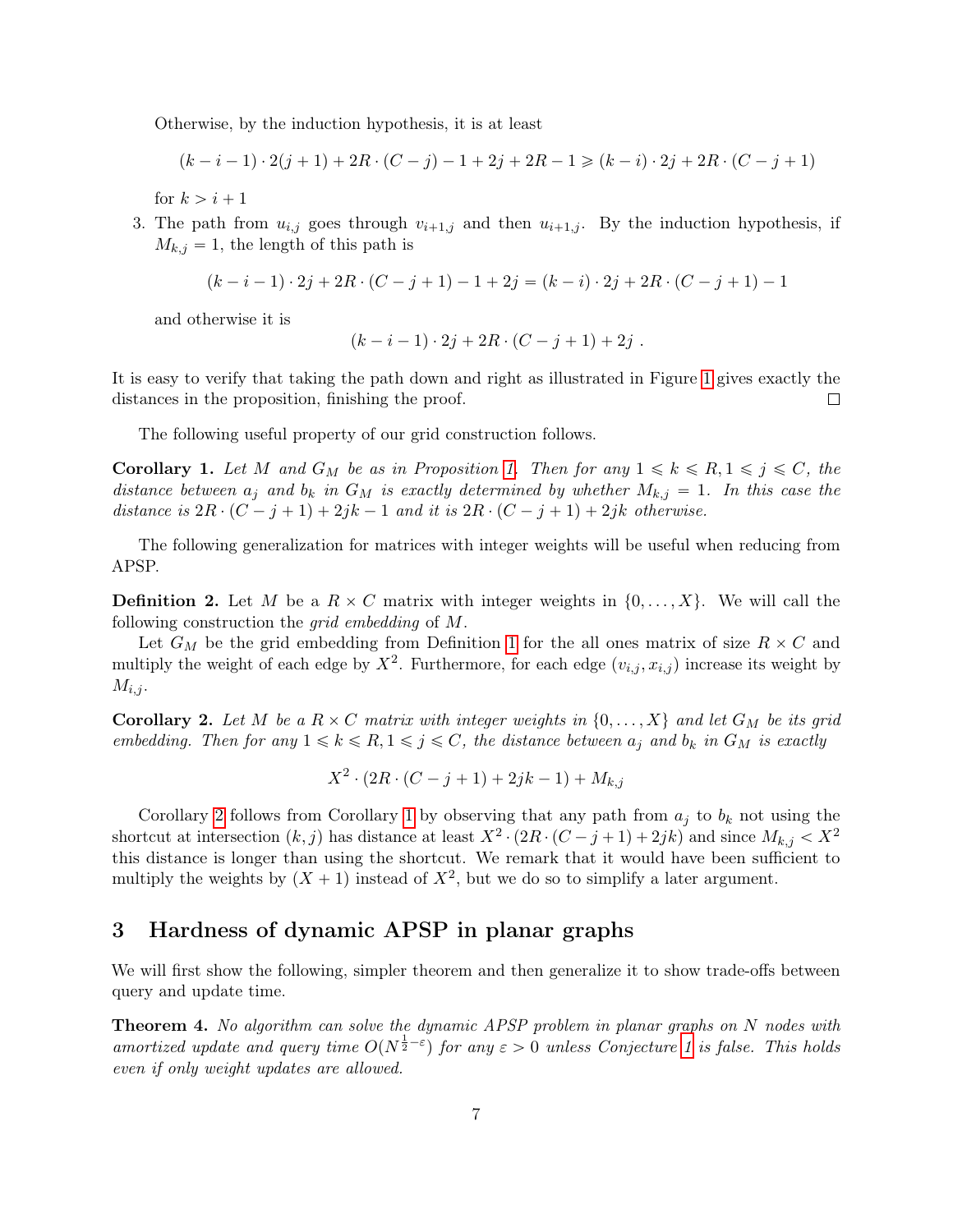Otherwise, by the induction hypothesis, it is at least

$$(k-i-1)\cdot 2(j+1) + 2R\cdot(C-j) - 1 + 2j + 2R - 1 \geqslant (k-i)\cdot 2j + 2R\cdot(C-j+1)$$

for $k > i+1$

3. The path from $u_{i,j}$ goes through $v_{i+1,j}$ and then $u_{i+1,j}$. By the induction hypothesis, if $M_{k,j} = 1$, the length of this path is

$$(k-i-1)\cdot 2j + 2R\cdot(C-j+1) - 1 + 2j = (k-i)\cdot 2j + 2R\cdot(C-j+1) - 1$$

and otherwise it is

$$(k-i-1)\cdot 2j + 2R\cdot(C-j+1) + 2j\ .$$

It is easy to verify that taking the path down and right as illustrated in Figure 1 gives exactly the distances in the proposition, finishing the proof. □

The following useful property of our grid construction follows.

**Corollary 1.** *Let $M$ and $G_M$ be as in Proposition 1. Then for any $1 \leqslant k \leqslant R, 1 \leqslant j \leqslant C$, the distance between $a_j$ and $b_k$ in $G_M$ is exactly determined by whether $M_{k,j} = 1$. In this case the distance is $2R\cdot(C-j+1) + 2jk - 1$ and it is $2R\cdot(C-j+1) + 2jk$ otherwise.*

The following generalization for matrices with integer weights will be useful when reducing from APSP.

**Definition 2.** Let $M$ be a $R \times C$ matrix with integer weights in $\{0, \dots, X\}$. We will call the following construction the *grid embedding* of $M$.

Let $G_M$ be the grid embedding from Definition 1 for the all ones matrix of size $R \times C$ and multiply the weight of each edge by $X^2$. Furthermore, for each edge $(v_{i,j}, x_{i,j})$ increase its weight by $M_{i,j}$.

**Corollary 2.** *Let $M$ be a $R \times C$ matrix with integer weights in $\{0, \dots, X\}$ and let $G_M$ be its grid embedding. Then for any $1 \leqslant k \leqslant R, 1 \leqslant j \leqslant C$, the distance between $a_j$ and $b_k$ in $G_M$ is exactly*

$$X^2 \cdot (2R\cdot(C-j+1) + 2jk - 1) + M_{k,j}$$

Corollary 2 follows from Corollary 1 by observing that any path from $a_j$ to $b_k$ not using the shortcut at intersection $(k, j)$ has distance at least $X^2 \cdot (2R\cdot(C-j+1) + 2jk)$ and since $M_{k,j} < X^2$ this distance is longer than using the shortcut. We remark that it would have been sufficient to multiply the weights by $(X+1)$ instead of $X^2$, but we do so to simplify a later argument.

## 3 Hardness of dynamic APSP in planar graphs

We will first show the following, simpler theorem and then generalize it to show trade-offs between query and update time.

**Theorem 4.** *No algorithm can solve the dynamic APSP problem in planar graphs on $N$ nodes with amortized update and query time $O(N^{\frac{1}{2}-\varepsilon})$ for any $\varepsilon > 0$ unless Conjecture 1 is false. This holds even if only weight updates are allowed.*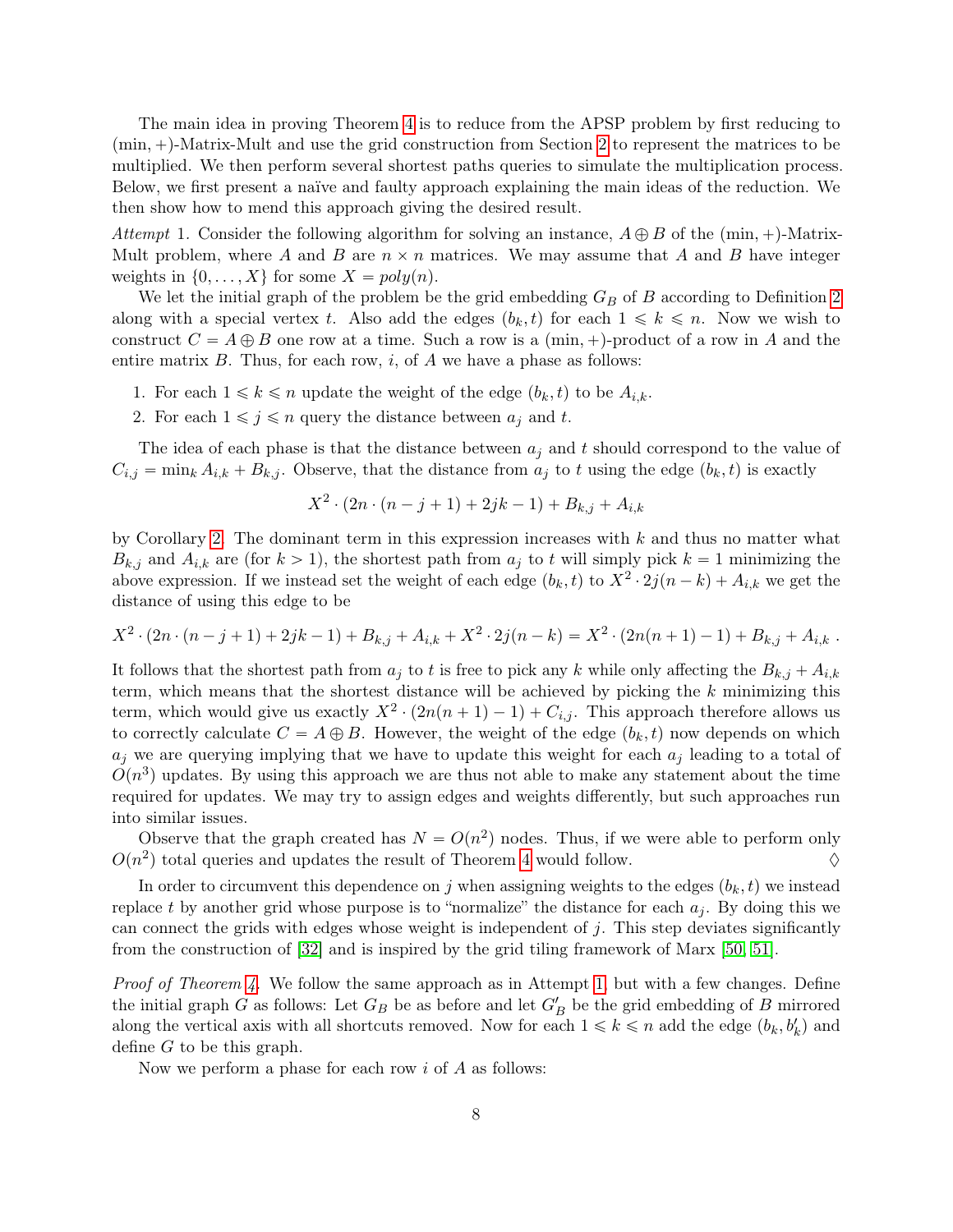The main idea in proving Theorem 4 is to reduce from the APSP problem by first reducing to $(\min,+)$-Matrix-Mult and use the grid construction from Section 2 to represent the matrices to be multiplied. We then perform several shortest paths queries to simulate the multiplication process. Below, we first present a naïve and faulty approach explaining the main ideas of the reduction. We then show how to mend this approach giving the desired result.

*Attempt* 1. Consider the following algorithm for solving an instance, $A \oplus B$ of the $(\min,+)$-Matrix-Mult problem, where $A$ and $B$ are $n \times n$ matrices. We may assume that $A$ and $B$ have integer weights in $\{0, \ldots, X\}$ for some $X = poly(n)$.

We let the initial graph of the problem be the grid embedding $G_B$ of $B$ according to Definition 2 along with a special vertex $t$. Also add the edges $(b_k, t)$ for each $1 \leqslant k \leqslant n$. Now we wish to construct $C = A \oplus B$ one row at a time. Such a row is a $(\min,+)$-product of a row in $A$ and the entire matrix $B$. Thus, for each row, $i$, of $A$ we have a phase as follows:

1. For each $1 \leqslant k \leqslant n$ update the weight of the edge $(b_k, t)$ to be $A_{i,k}$.
2. For each $1 \leqslant j \leqslant n$ query the distance between $a_j$ and $t$.

The idea of each phase is that the distance between $a_j$ and $t$ should correspond to the value of $C_{i,j} = \min_k A_{i,k} + B_{k,j}$. Observe, that the distance from $a_j$ to $t$ using the edge $(b_k, t)$ is exactly

$$X^2 \cdot (2n \cdot (n - j + 1) + 2jk - 1) + B_{k,j} + A_{i,k}$$

by Corollary 2. The dominant term in this expression increases with $k$ and thus no matter what $B_{k,j}$ and $A_{i,k}$ are (for $k > 1$), the shortest path from $a_j$ to $t$ will simply pick $k = 1$ minimizing the above expression. If we instead set the weight of each edge $(b_k, t)$ to $X^2 \cdot 2j(n-k) + A_{i,k}$ we get the distance of using this edge to be

$$X^2 \cdot (2n \cdot (n - j + 1) + 2jk - 1) + B_{k,j} + A_{i,k} + X^2 \cdot 2j(n-k) = X^2 \cdot (2n(n+1) - 1) + B_{k,j} + A_{i,k} \,.$$

It follows that the shortest path from $a_j$ to $t$ is free to pick any $k$ while only affecting the $B_{k,j} + A_{i,k}$ term, which means that the shortest distance will be achieved by picking the $k$ minimizing this term, which would give us exactly $X^2 \cdot (2n(n+1) - 1) + C_{i,j}$. This approach therefore allows us to correctly calculate $C = A \oplus B$. However, the weight of the edge $(b_k, t)$ now depends on which $a_j$ we are querying implying that we have to update this weight for each $a_j$ leading to a total of $O(n^3)$ updates. By using this approach we are thus not able to make any statement about the time required for updates. We may try to assign edges and weights differently, but such approaches run into similar issues.

Observe that the graph created has $N = O(n^2)$ nodes. Thus, if we were able to perform only $O(n^2)$ total queries and updates the result of Theorem 4 would follow. $\diamondsuit$

In order to circumvent this dependence on $j$ when assigning weights to the edges $(b_k, t)$ we instead replace $t$ by another grid whose purpose is to "normalize" the distance for each $a_j$. By doing this we can connect the grids with edges whose weight is independent of $j$. This step deviates significantly from the construction of [32] and is inspired by the grid tiling framework of Marx [50, 51].

*Proof of Theorem 4.* We follow the same approach as in Attempt 1, but with a few changes. Define the initial graph $G$ as follows: Let $G_B$ be as before and let $G'_B$ be the grid embedding of $B$ mirrored along the vertical axis with all shortcuts removed. Now for each $1 \leqslant k \leqslant n$ add the edge $(b_k, b'_k)$ and define $G$ to be this graph.

Now we perform a phase for each row $i$ of $A$ as follows: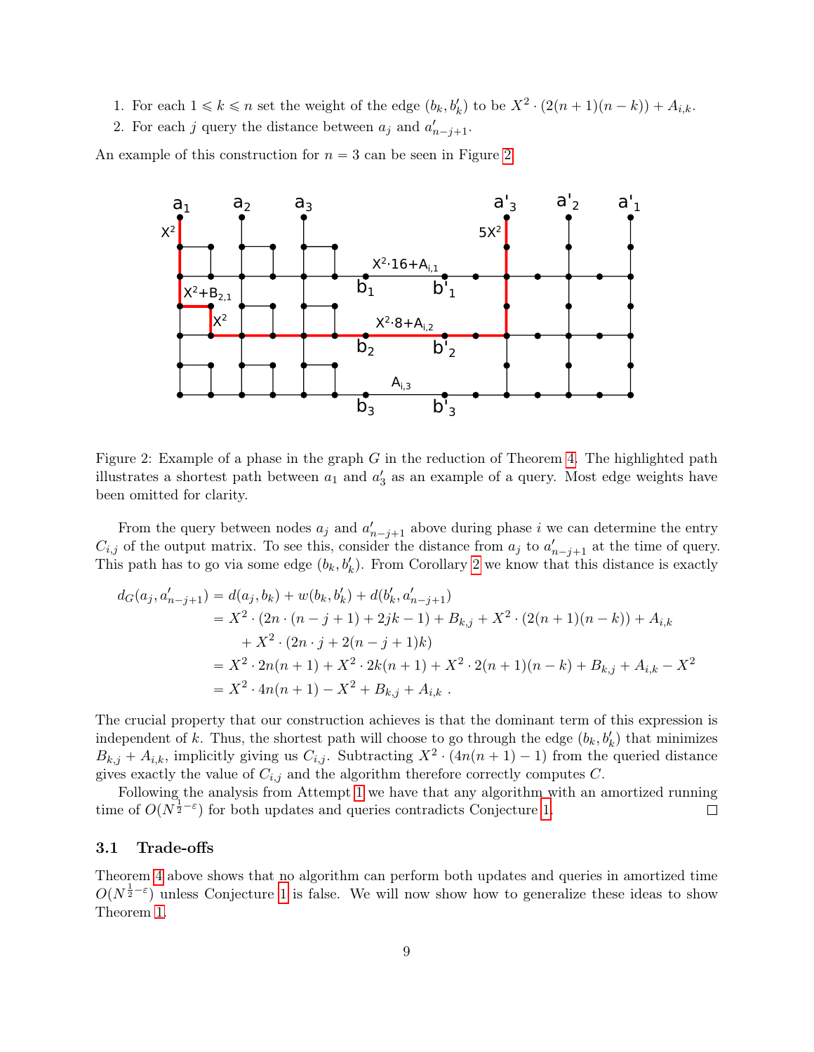1. For each $1 \leqslant k \leqslant n$ set the weight of the edge $(b_k, b'_k)$ to be $X^2 \cdot (2(n+1)(n-k)) + A_{i,k}$.
2. For each $j$ query the distance between $a_j$ and $a'_{n-j+1}$.

An example of this construction for $n = 3$ can be seen in Figure 2.

Figure 2: Example of a phase in the graph $G$ in the reduction of Theorem 4. The highlighted path illustrates a shortest path between $a_1$ and $a'_3$ as an example of a query. Most edge weights have been omitted for clarity.

From the query between nodes $a_j$ and $a'_{n-j+1}$ above during phase $i$ we can determine the entry $C_{i,j}$ of the output matrix. To see this, consider the distance from $a_j$ to $a'_{n-j+1}$ at the time of query. This path has to go via some edge $(b_k, b'_k)$. From Corollary 2 we know that this distance is exactly

$$
\begin{aligned}
d_G(a_j, a'_{n-j+1}) &= d(a_j, b_k) + w(b_k, b'_k) + d(b'_k, a'_{n-j+1}) \\
&= X^2 \cdot (2n \cdot (n-j+1) + 2jk - 1) + B_{k,j} + X^2 \cdot (2(n+1)(n-k)) + A_{i,k} \\
&\quad + X^2 \cdot (2n \cdot j + 2(n-j+1)k) \\
&= X^2 \cdot 2n(n+1) + X^2 \cdot 2k(n+1) + X^2 \cdot 2(n+1)(n-k) + B_{k,j} + A_{i,k} - X^2 \\
&= X^2 \cdot 4n(n+1) - X^2 + B_{k,j} + A_{i,k} \; .
\end{aligned}
$$

The crucial property that our construction achieves is that the dominant term of this expression is independent of $k$. Thus, the shortest path will choose to go through the edge $(b_k, b'_k)$ that minimizes $B_{k,j} + A_{i,k}$, implicitly giving us $C_{i,j}$. Subtracting $X^2 \cdot (4n(n+1) - 1)$ from the queried distance gives exactly the value of $C_{i,j}$ and the algorithm therefore correctly computes $C$.

Following the analysis from Attempt 1 we have that any algorithm with an amortized running time of $O(N^{\frac{1}{2}-\varepsilon})$ for both updates and queries contradicts Conjecture 1. $\square$

### 3.1 Trade-offs

Theorem 4 above shows that no algorithm can perform both updates and queries in amortized time $O(N^{\frac{1}{2}-\varepsilon})$ unless Conjecture 1 is false. We will now show how to generalize these ideas to show Theorem 1.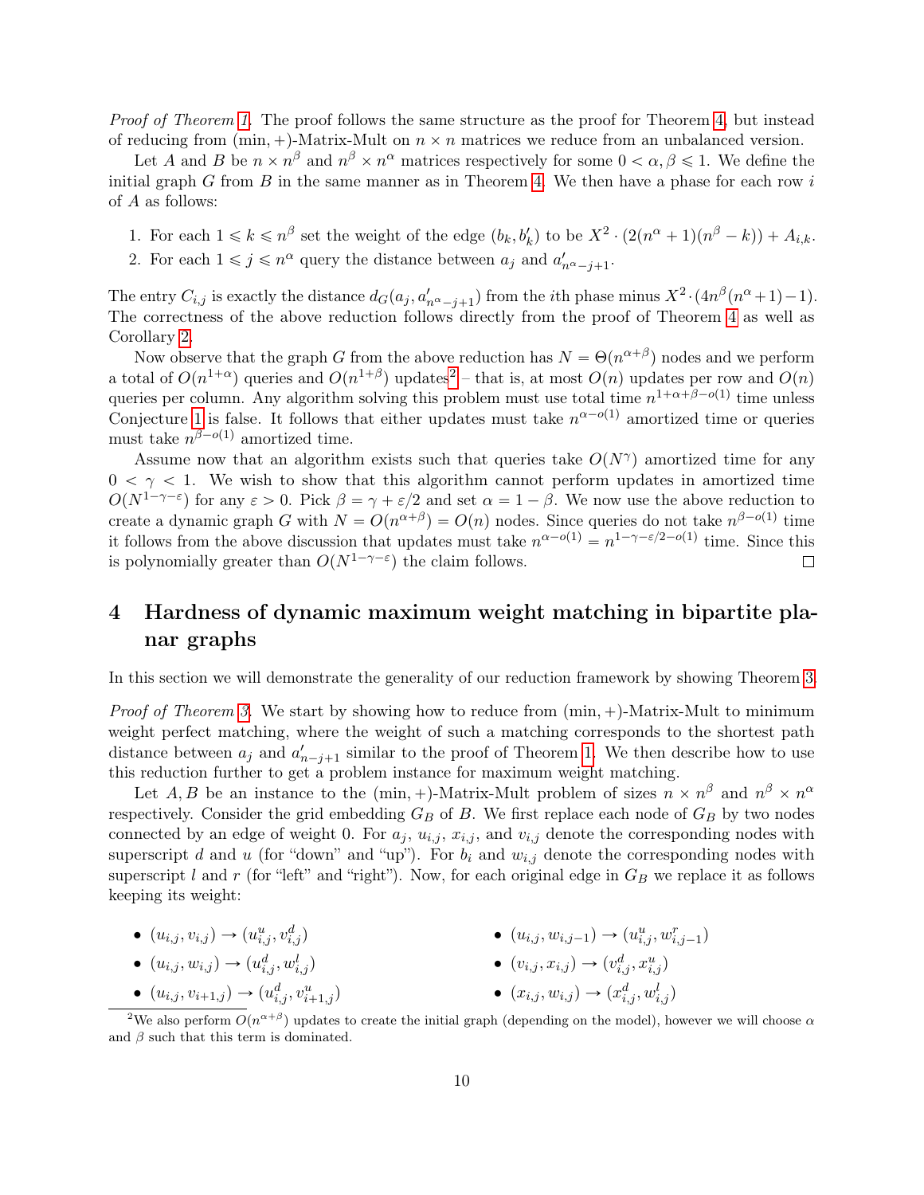*Proof of Theorem 1.* The proof follows the same structure as the proof for Theorem 4, but instead of reducing from (min, +)-Matrix-Mult on $n \times n$ matrices we reduce from an unbalanced version.

Let $A$ and $B$ be $n \times n^\beta$ and $n^\beta \times n^\alpha$ matrices respectively for some $0 < \alpha, \beta \leqslant 1$. We define the initial graph $G$ from $B$ in the same manner as in Theorem 4. We then have a phase for each row $i$ of $A$ as follows:

1. For each $1 \leqslant k \leqslant n^\beta$ set the weight of the edge $(b_k, b'_k)$ to be $X^2 \cdot (2(n^\alpha + 1)(n^\beta - k)) + A_{i,k}$.
2. For each $1 \leqslant j \leqslant n^\alpha$ query the distance between $a_j$ and $a'_{n^\alpha - j+1}$.

The entry $C_{i,j}$ is exactly the distance $d_G(a_j, a'_{n^\alpha - j+1})$ from the $i$th phase minus $X^2 \cdot (4n^\beta(n^\alpha+1) - 1)$. The correctness of the above reduction follows directly from the proof of Theorem 4 as well as Corollary 2.

Now observe that the graph $G$ from the above reduction has $N = \Theta(n^{\alpha+\beta})$ nodes and we perform a total of $O(n^{1+\alpha})$ queries and $O(n^{1+\beta})$ updates[2] – that is, at most $O(n)$ updates per row and $O(n)$ queries per column. Any algorithm solving this problem must use total time $n^{1+\alpha+\beta-o(1)}$ time unless Conjecture 1 is false. It follows that either updates must take $n^{\alpha-o(1)}$ amortized time or queries must take $n^{\beta-o(1)}$ amortized time.

Assume now that an algorithm exists such that queries take $O(N^\gamma)$ amortized time for any $0 < \gamma < 1$. We wish to show that this algorithm cannot perform updates in amortized time $O(N^{1-\gamma-\varepsilon})$ for any $\varepsilon > 0$. Pick $\beta = \gamma + \varepsilon/2$ and set $\alpha = 1 - \beta$. We now use the above reduction to create a dynamic graph $G$ with $N = O(n^{\alpha+\beta}) = O(n)$ nodes. Since queries do not take $n^{\beta-o(1)}$ time it follows from the above discussion that updates must take $n^{\alpha-o(1)} = n^{1-\gamma-\varepsilon/2-o(1)}$ time. Since this is polynomially greater than $O(N^{1-\gamma-\varepsilon})$ the claim follows. □

# 4 Hardness of dynamic maximum weight matching in bipartite planar graphs

In this section we will demonstrate the generality of our reduction framework by showing Theorem 3.

*Proof of Theorem 3.* We start by showing how to reduce from (min, +)-Matrix-Mult to minimum weight perfect matching, where the weight of such a matching corresponds to the shortest path distance between $a_j$ and $a'_{n-j+1}$ similar to the proof of Theorem 1. We then describe how to use this reduction further to get a problem instance for maximum weight matching.

Let $A, B$ be an instance to the (min, +)-Matrix-Mult problem of sizes $n \times n^\beta$ and $n^\beta \times n^\alpha$ respectively. Consider the grid embedding $G_B$ of $B$. We first replace each node of $G_B$ by two nodes connected by an edge of weight 0. For $a_j$, $u_{i,j}$, $x_{i,j}$, and $v_{i,j}$ denote the corresponding nodes with superscript $d$ and $u$ (for "down" and "up"). For $b_i$ and $w_{i,j}$ denote the corresponding nodes with superscript $l$ and $r$ (for "left" and "right"). Now, for each original edge in $G_B$ we replace it as follows keeping its weight:

- $(u_{i,j}, v_{i,j}) \to (u^u_{i,j}, v^d_{i,j})$
- $(u_{i,j}, w_{i,j}) \to (u^d_{i,j}, w^l_{i,j})$
- $(u_{i,j}, v_{i+1,j}) \to (u^d_{i,j}, v^u_{i+1,j})$
- $(u_{i,j}, w_{i,j-1}) \to (u^u_{i,j}, w^r_{i,j-1})$
- $(v_{i,j}, x_{i,j}) \to (v^d_{i,j}, x^u_{i,j})$
- $(x_{i,j}, w_{i,j}) \to (x^d_{i,j}, w^l_{i,j})$

[2] We also perform $O(n^{\alpha+\beta})$ updates to create the initial graph (depending on the model), however we will choose $\alpha$ and $\beta$ such that this term is dominated.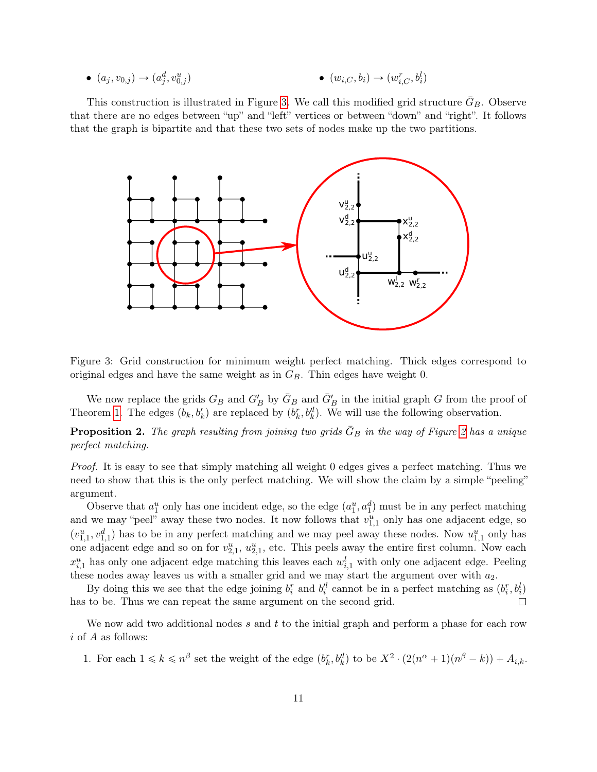- $(a_j, v_{0,j}) \to (a_j^d, v_{0,j}^u)$
- $(w_{i,C}, b_i) \to (w_{i,C}^r, b_i^l)$

This construction is illustrated in Figure 3. We call this modified grid structure $\bar{G}_B$. Observe that there are no edges between "up" and "left" vertices or between "down" and "right". It follows that the graph is bipartite and that these two sets of nodes make up the two partitions.

Figure 3: Grid construction for minimum weight perfect matching. Thick edges correspond to original edges and have the same weight as in $G_B$. Thin edges have weight 0.

We now replace the grids $G_B$ and $G'_B$ by $\bar{G}_B$ and $\bar{G}'_B$ in the initial graph $G$ from the proof of Theorem 1. The edges $(b_k, b'_k)$ are replaced by $(b_k^r, b_k'^l)$. We will use the following observation.

**Proposition 2.** *The graph resulting from joining two grids $\bar{G}_B$ in the way of Figure 2 has a unique perfect matching.*

*Proof.* It is easy to see that simply matching all weight 0 edges gives a perfect matching. Thus we need to show that this is the only perfect matching. We will show the claim by a simple "peeling" argument.

Observe that $a_1^u$ only has one incident edge, so the edge $(a_1^u, a_1^d)$ must be in any perfect matching and we may "peel" away these two nodes. It now follows that $v_{1,1}^u$ only has one adjacent edge, so $(v_{1,1}^u, v_{1,1}^d)$ has to be in any perfect matching and we may peel away these nodes. Now $u_{1,1}^u$ only has one adjacent edge and so on for $v_{2,1}^u$, $u_{2,1}^u$, etc. This peels away the entire first column. Now each $x_{i,1}^u$ has only one adjacent edge matching this leaves each $w_{i,1}^l$ with only one adjacent edge. Peeling these nodes away leaves us with a smaller grid and we may start the argument over with $a_2$.

By doing this we see that the edge joining $b_i^r$ and $b_i'^l$ cannot be in a perfect matching as $(b_i^r, b_i^l)$ has to be. Thus we can repeat the same argument on the second grid. □

We now add two additional nodes $s$ and $t$ to the initial graph and perform a phase for each row $i$ of $A$ as follows:

1. For each $1 \leqslant k \leqslant n^\beta$ set the weight of the edge $(b_k^r, b_k'^l)$ to be $X^2 \cdot (2(n^\alpha + 1)(n^\beta - k)) + A_{i,k}$.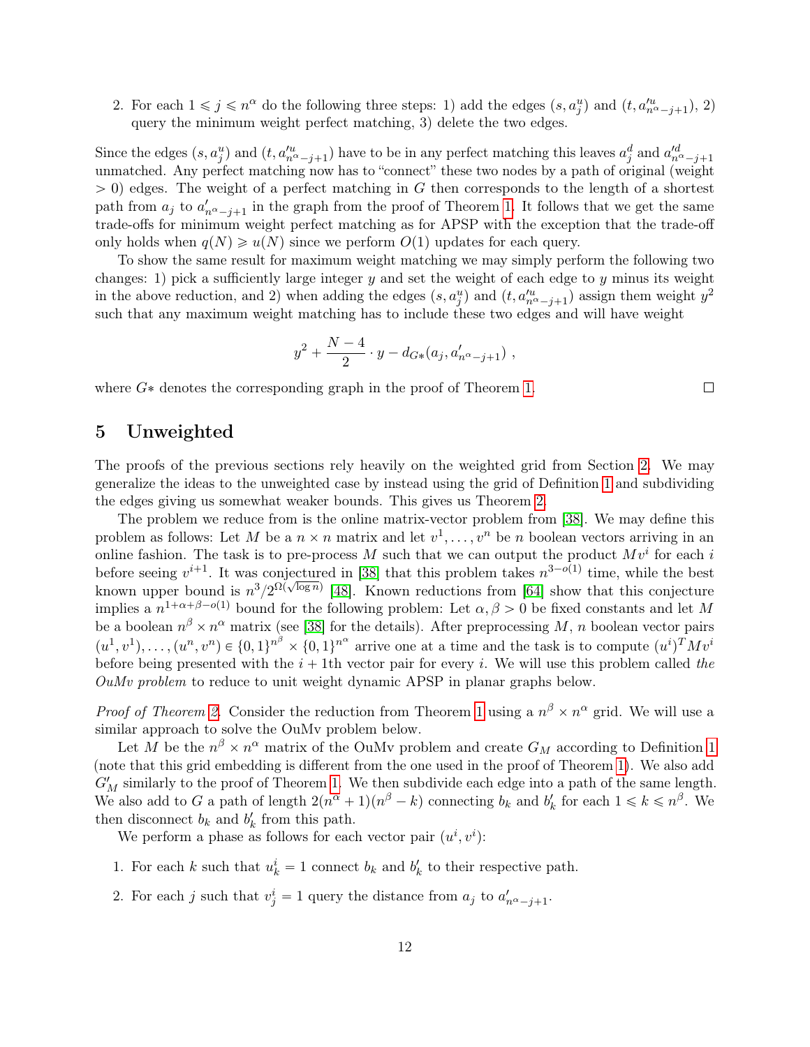2. For each $1 \leqslant j \leqslant n^\alpha$ do the following three steps: 1) add the edges $(s, a^u_j)$ and $(t, a'^u_{n^\alpha - j+1})$, 2) query the minimum weight perfect matching, 3) delete the two edges.

Since the edges $(s, a^u_j)$ and $(t, a'^u_{n^\alpha-j+1})$ have to be in any perfect matching this leaves $a^d_j$ and $a'^d_{n^\alpha-j+1}$ unmatched. Any perfect matching now has to "connect" these two nodes by a path of original (weight $> 0$) edges. The weight of a perfect matching in $G$ then corresponds to the length of a shortest path from $a_j$ to $a'_{n^\alpha-j+1}$ in the graph from the proof of Theorem 1. It follows that we get the same trade-offs for minimum weight perfect matching as for APSP with the exception that the trade-off only holds when $q(N) \geqslant u(N)$ since we perform $O(1)$ updates for each query.

To show the same result for maximum weight matching we may simply perform the following two changes: 1) pick a sufficiently large integer $y$ and set the weight of each edge to $y$ minus its weight in the above reduction, and 2) when adding the edges $(s, a^u_j)$ and $(t, a'^u_{n^\alpha-j+1})$ assign them weight $y^2$ such that any maximum weight matching has to include these two edges and will have weight

$$y^2 + \frac{N-4}{2} \cdot y - d_{G*}(a_j, a'_{n^\alpha-j+1}) \ ,$$

where $G*$ denotes the corresponding graph in the proof of Theorem 1. □

## 5 Unweighted

The proofs of the previous sections rely heavily on the weighted grid from Section 2. We may generalize the ideas to the unweighted case by instead using the grid of Definition 1 and subdividing the edges giving us somewhat weaker bounds. This gives us Theorem 2.

The problem we reduce from is the online matrix-vector problem from [38]. We may define this problem as follows: Let $M$ be a $n \times n$ matrix and let $v^1, \ldots, v^n$ be $n$ boolean vectors arriving in an online fashion. The task is to pre-process $M$ such that we can output the product $Mv^i$ for each $i$ before seeing $v^{i+1}$. It was conjectured in [38] that this problem takes $n^{3-o(1)}$ time, while the best known upper bound is $n^3/2^{\Omega(\sqrt{\log n})}$ [48]. Known reductions from [64] show that this conjecture implies a $n^{1+\alpha+\beta-o(1)}$ bound for the following problem: Let $\alpha, \beta > 0$ be fixed constants and let $M$ be a boolean $n^\beta \times n^\alpha$ matrix (see [38] for the details). After preprocessing $M$, $n$ boolean vector pairs $(u^1, v^1), \ldots, (u^n, v^n) \in \{0,1\}^{n^\beta} \times \{0,1\}^{n^\alpha}$ arrive one at a time and the task is to compute $(u^i)^T M v^i$ before being presented with the $i+1$th vector pair for every $i$. We will use this problem called *the OuMv problem* to reduce to unit weight dynamic APSP in planar graphs below.

*Proof of Theorem 2.* Consider the reduction from Theorem 1 using a $n^\beta \times n^\alpha$ grid. We will use a similar approach to solve the OuMv problem below.

Let $M$ be the $n^\beta \times n^\alpha$ matrix of the OuMv problem and create $G_M$ according to Definition 1 (note that this grid embedding is different from the one used in the proof of Theorem 1). We also add $G'_M$ similarly to the proof of Theorem 1. We then subdivide each edge into a path of the same length. We also add to $G$ a path of length $2(n^\alpha + 1)(n^\beta - k)$ connecting $b_k$ and $b'_k$ for each $1 \leqslant k \leqslant n^\beta$. We then disconnect $b_k$ and $b'_k$ from this path.

We perform a phase as follows for each vector pair $(u^i, v^i)$:

1. For each $k$ such that $u^i_k = 1$ connect $b_k$ and $b'_k$ to their respective path.
2. For each $j$ such that $v^i_j = 1$ query the distance from $a_j$ to $a'_{n^\alpha-j+1}$.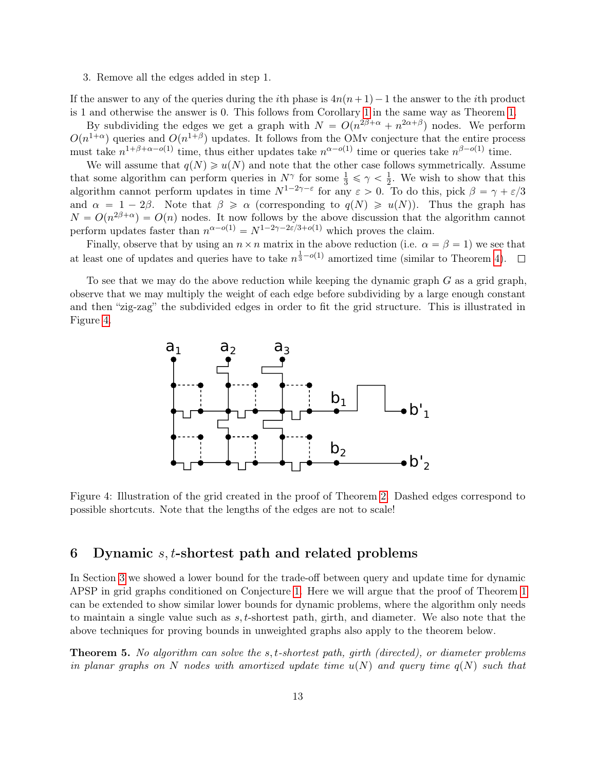3. Remove all the edges added in step 1.

If the answer to any of the queries during the $i$th phase is $4n(n+1)-1$ the answer to the $i$th product is 1 and otherwise the answer is 0. This follows from Corollary 1 in the same way as Theorem 1.

By subdividing the edges we get a graph with $N = O(n^{2\beta+\alpha} + n^{2\alpha+\beta})$ nodes. We perform $O(n^{1+\alpha})$ queries and $O(n^{1+\beta})$ updates. It follows from the OMv conjecture that the entire process must take $n^{1+\beta+\alpha-o(1)}$ time, thus either updates take $n^{\alpha-o(1)}$ time or queries take $n^{\beta-o(1)}$ time.

We will assume that $q(N) \geqslant u(N)$ and note that the other case follows symmetrically. Assume that some algorithm can perform queries in $N^{\gamma}$ for some $\frac{1}{3} \leqslant \gamma < \frac{1}{2}$. We wish to show that this algorithm cannot perform updates in time $N^{1-2\gamma-\varepsilon}$ for any $\varepsilon > 0$. To do this, pick $\beta = \gamma + \varepsilon/3$ and $\alpha = 1 - 2\beta$. Note that $\beta \geqslant \alpha$ (corresponding to $q(N) \geqslant u(N)$). Thus the graph has $N = O(n^{2\beta+\alpha}) = O(n)$ nodes. It now follows by the above discussion that the algorithm cannot perform updates faster than $n^{\alpha-o(1)} = N^{1-2\gamma-2\varepsilon/3+o(1)}$ which proves the claim.

Finally, observe that by using an $n \times n$ matrix in the above reduction (i.e. $\alpha = \beta = 1$) we see that at least one of updates and queries have to take $n^{\frac{1}{3}-o(1)}$ amortized time (similar to Theorem 4). $\square$

To see that we may do the above reduction while keeping the dynamic graph $G$ as a grid graph, observe that we may multiply the weight of each edge before subdividing by a large enough constant and then "zig-zag" the subdivided edges in order to fit the grid structure. This is illustrated in Figure 4.

Figure 4: Illustration of the grid created in the proof of Theorem 2. Dashed edges correspond to possible shortcuts. Note that the lengths of the edges are not to scale!

## 6 Dynamic $s,t$-shortest path and related problems

In Section 3 we showed a lower bound for the trade-off between query and update time for dynamic APSP in grid graphs conditioned on Conjecture 1. Here we will argue that the proof of Theorem 1 can be extended to show similar lower bounds for dynamic problems, where the algorithm only needs to maintain a single value such as $s,t$-shortest path, girth, and diameter. We also note that the above techniques for proving bounds in unweighted graphs also apply to the theorem below.

**Theorem 5.** *No algorithm can solve the $s,t$-shortest path, girth (directed), or diameter problems in planar graphs on $N$ nodes with amortized update time $u(N)$ and query time $q(N)$ such that*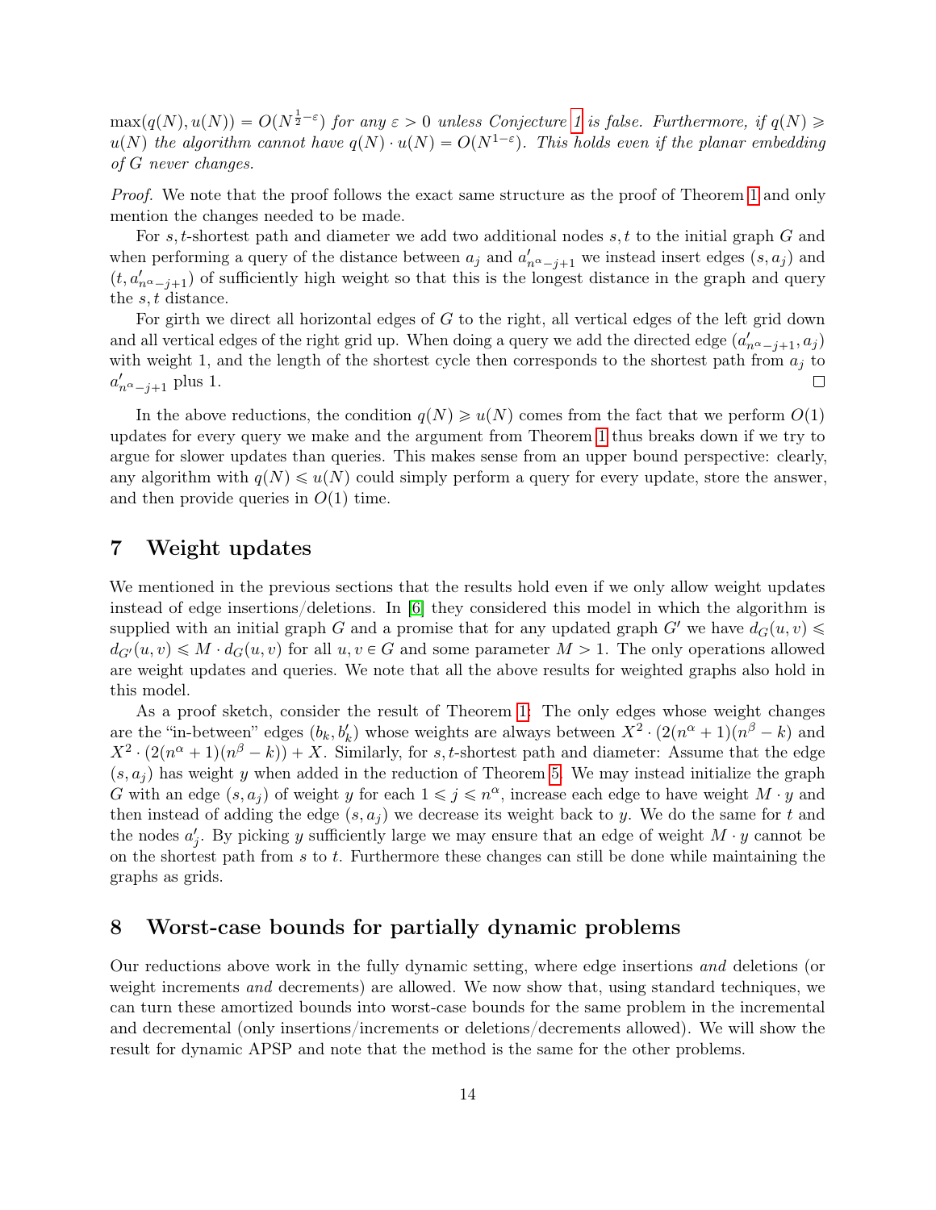$\max(q(N), u(N)) = O(N^{\frac{1}{2}-\varepsilon})$ *for any* $\varepsilon > 0$ *unless Conjecture 1 is false. Furthermore, if* $q(N) \geqslant u(N)$ *the algorithm cannot have* $q(N) \cdot u(N) = O(N^{1-\varepsilon})$*. This holds even if the planar embedding of* $G$ *never changes.*

*Proof.* We note that the proof follows the exact same structure as the proof of Theorem 1 and only mention the changes needed to be made.

For $s, t$-shortest path and diameter we add two additional nodes $s, t$ to the initial graph $G$ and when performing a query of the distance between $a_j$ and $a'_{n^\alpha - j+1}$ we instead insert edges $(s, a_j)$ and $(t, a'_{n^\alpha - j+1})$ of sufficiently high weight so that this is the longest distance in the graph and query the $s, t$ distance.

For girth we direct all horizontal edges of $G$ to the right, all vertical edges of the left grid down and all vertical edges of the right grid up. When doing a query we add the directed edge $(a'_{n^\alpha - j+1}, a_j)$ with weight 1, and the length of the shortest cycle then corresponds to the shortest path from $a_j$ to $a'_{n^\alpha - j+1}$ plus 1. $\square$

In the above reductions, the condition $q(N) \geqslant u(N)$ comes from the fact that we perform $O(1)$ updates for every query we make and the argument from Theorem 1 thus breaks down if we try to argue for slower updates than queries. This makes sense from an upper bound perspective: clearly, any algorithm with $q(N) \leqslant u(N)$ could simply perform a query for every update, store the answer, and then provide queries in $O(1)$ time.

## 7 Weight updates

We mentioned in the previous sections that the results hold even if we only allow weight updates instead of edge insertions/deletions. In [6] they considered this model in which the algorithm is supplied with an initial graph $G$ and a promise that for any updated graph $G'$ we have $d_G(u, v) \leqslant d_{G'}(u, v) \leqslant M \cdot d_G(u, v)$ for all $u, v \in G$ and some parameter $M > 1$. The only operations allowed are weight updates and queries. We note that all the above results for weighted graphs also hold in this model.

As a proof sketch, consider the result of Theorem 1: The only edges whose weight changes are the "in-between" edges $(b_k, b'_k)$ whose weights are always between $X^2 \cdot (2(n^\alpha + 1)(n^\beta - k)$ and $X^2 \cdot (2(n^\alpha + 1)(n^\beta - k)) + X$. Similarly, for $s, t$-shortest path and diameter: Assume that the edge $(s, a_j)$ has weight $y$ when added in the reduction of Theorem 5. We may instead initialize the graph $G$ with an edge $(s, a_j)$ of weight $y$ for each $1 \leqslant j \leqslant n^\alpha$, increase each edge to have weight $M \cdot y$ and then instead of adding the edge $(s, a_j)$ we decrease its weight back to $y$. We do the same for $t$ and the nodes $a'_j$. By picking $y$ sufficiently large we may ensure that an edge of weight $M \cdot y$ cannot be on the shortest path from $s$ to $t$. Furthermore these changes can still be done while maintaining the graphs as grids.

## 8 Worst-case bounds for partially dynamic problems

Our reductions above work in the fully dynamic setting, where edge insertions *and* deletions (or weight increments *and* decrements) are allowed. We now show that, using standard techniques, we can turn these amortized bounds into worst-case bounds for the same problem in the incremental and decremental (only insertions/increments or deletions/decrements allowed). We will show the result for dynamic APSP and note that the method is the same for the other problems.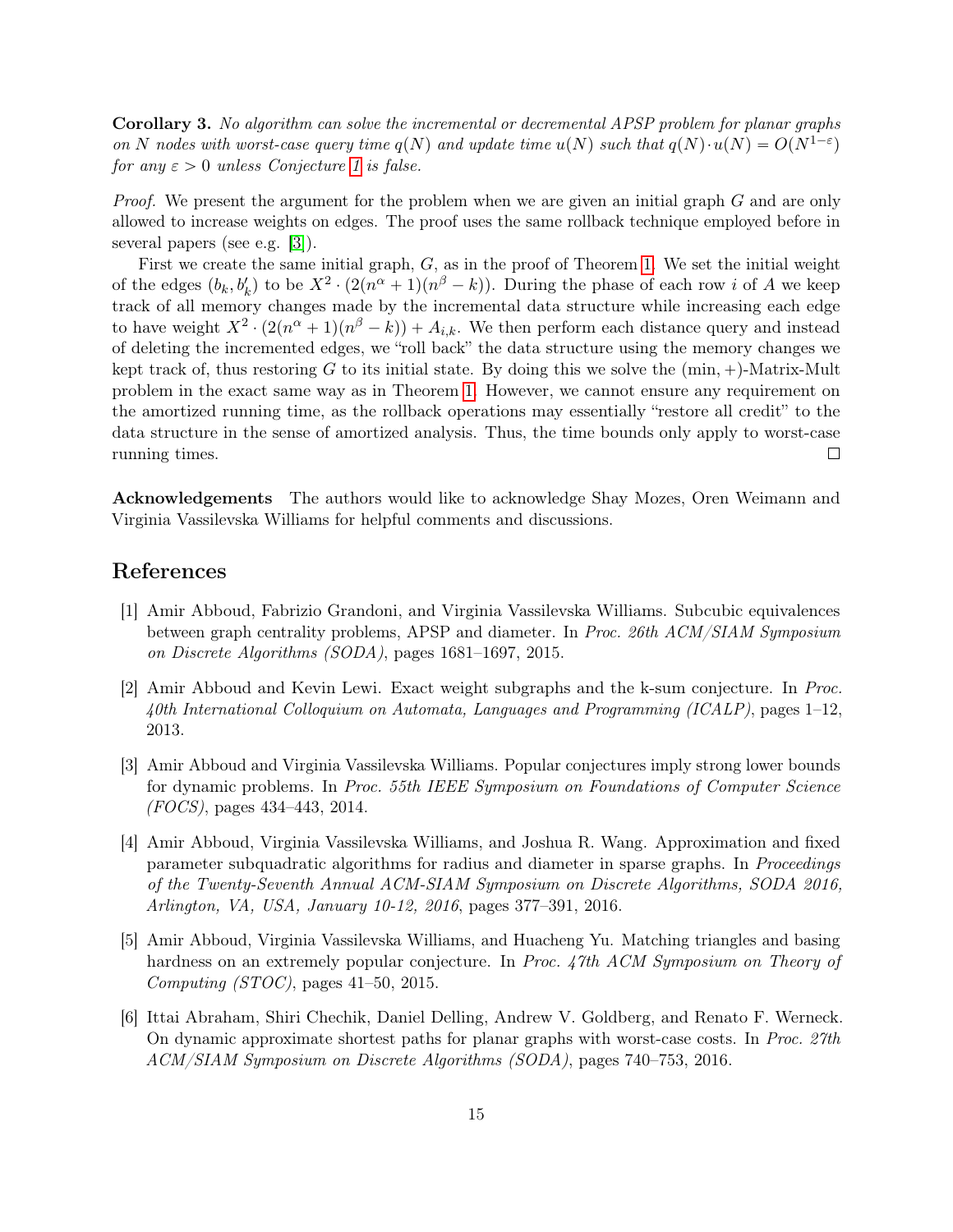**Corollary 3.** *No algorithm can solve the incremental or decremental APSP problem for planar graphs on $N$ nodes with worst-case query time $q(N)$ and update time $u(N)$ such that $q(N) \cdot u(N) = O(N^{1-\varepsilon})$ for any $\varepsilon > 0$ unless Conjecture 1 is false.*

*Proof.* We present the argument for the problem when we are given an initial graph $G$ and are only allowed to increase weights on edges. The proof uses the same rollback technique employed before in several papers (see e.g. [3]).

First we create the same initial graph, $G$, as in the proof of Theorem 1. We set the initial weight of the edges $(b_k, b'_k)$ to be $X^2 \cdot (2(n^\alpha + 1)(n^\beta - k))$. During the phase of each row $i$ of $A$ we keep track of all memory changes made by the incremental data structure while increasing each edge to have weight $X^2 \cdot (2(n^\alpha + 1)(n^\beta - k)) + A_{i,k}$. We then perform each distance query and instead of deleting the incremented edges, we "roll back" the data structure using the memory changes we kept track of, thus restoring $G$ to its initial state. By doing this we solve the (min, +)-Matrix-Mult problem in the exact same way as in Theorem 1. However, we cannot ensure any requirement on the amortized running time, as the rollback operations may essentially "restore all credit" to the data structure in the sense of amortized analysis. Thus, the time bounds only apply to worst-case running times. □

**Acknowledgements** The authors would like to acknowledge Shay Mozes, Oren Weimann and Virginia Vassilevska Williams for helpful comments and discussions.

# References

[1] Amir Abboud, Fabrizio Grandoni, and Virginia Vassilevska Williams. Subcubic equivalences between graph centrality problems, APSP and diameter. In *Proc. 26th ACM/SIAM Symposium on Discrete Algorithms (SODA)*, pages 1681–1697, 2015.

[2] Amir Abboud and Kevin Lewi. Exact weight subgraphs and the k-sum conjecture. In *Proc. 40th International Colloquium on Automata, Languages and Programming (ICALP)*, pages 1–12, 2013.

[3] Amir Abboud and Virginia Vassilevska Williams. Popular conjectures imply strong lower bounds for dynamic problems. In *Proc. 55th IEEE Symposium on Foundations of Computer Science (FOCS)*, pages 434–443, 2014.

[4] Amir Abboud, Virginia Vassilevska Williams, and Joshua R. Wang. Approximation and fixed parameter subquadratic algorithms for radius and diameter in sparse graphs. In *Proceedings of the Twenty-Seventh Annual ACM-SIAM Symposium on Discrete Algorithms, SODA 2016, Arlington, VA, USA, January 10-12, 2016*, pages 377–391, 2016.

[5] Amir Abboud, Virginia Vassilevska Williams, and Huacheng Yu. Matching triangles and basing hardness on an extremely popular conjecture. In *Proc. 47th ACM Symposium on Theory of Computing (STOC)*, pages 41–50, 2015.

[6] Ittai Abraham, Shiri Chechik, Daniel Delling, Andrew V. Goldberg, and Renato F. Werneck. On dynamic approximate shortest paths for planar graphs with worst-case costs. In *Proc. 27th ACM/SIAM Symposium on Discrete Algorithms (SODA)*, pages 740–753, 2016.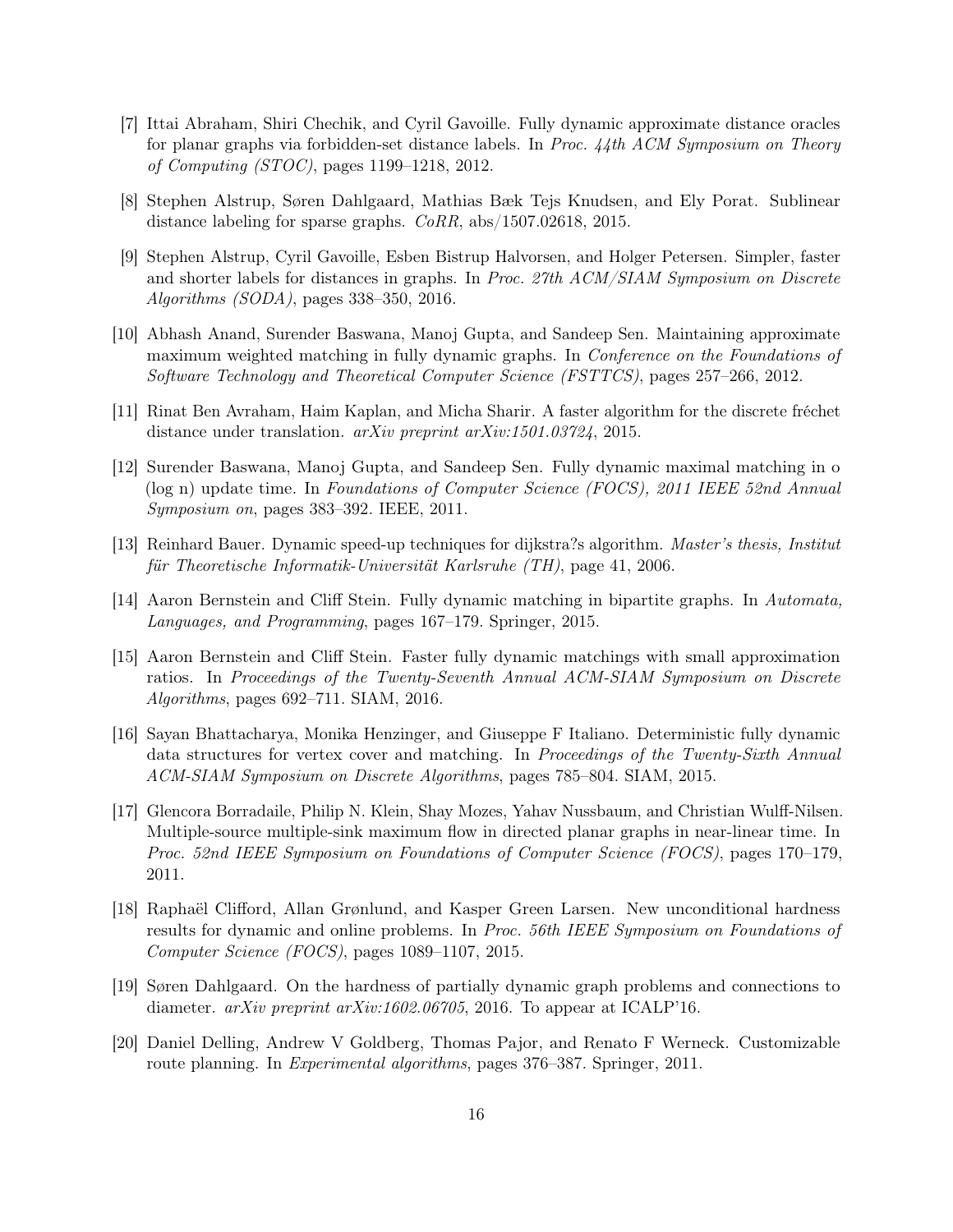[7] Ittai Abraham, Shiri Chechik, and Cyril Gavoille. Fully dynamic approximate distance oracles for planar graphs via forbidden-set distance labels. In *Proc. 44th ACM Symposium on Theory of Computing (STOC)*, pages 1199–1218, 2012.

[8] Stephen Alstrup, Søren Dahlgaard, Mathias Bæk Tejs Knudsen, and Ely Porat. Sublinear distance labeling for sparse graphs. *CoRR*, abs/1507.02618, 2015.

[9] Stephen Alstrup, Cyril Gavoille, Esben Bistrup Halvorsen, and Holger Petersen. Simpler, faster and shorter labels for distances in graphs. In *Proc. 27th ACM/SIAM Symposium on Discrete Algorithms (SODA)*, pages 338–350, 2016.

[10] Abhash Anand, Surender Baswana, Manoj Gupta, and Sandeep Sen. Maintaining approximate maximum weighted matching in fully dynamic graphs. In *Conference on the Foundations of Software Technology and Theoretical Computer Science (FSTTCS)*, pages 257–266, 2012.

[11] Rinat Ben Avraham, Haim Kaplan, and Micha Sharir. A faster algorithm for the discrete fréchet distance under translation. *arXiv preprint arXiv:1501.03724*, 2015.

[12] Surender Baswana, Manoj Gupta, and Sandeep Sen. Fully dynamic maximal matching in o (log n) update time. In *Foundations of Computer Science (FOCS), 2011 IEEE 52nd Annual Symposium on*, pages 383–392. IEEE, 2011.

[13] Reinhard Bauer. Dynamic speed-up techniques for dijkstra?s algorithm. *Master's thesis, Institut für Theoretische Informatik-Universität Karlsruhe (TH)*, page 41, 2006.

[14] Aaron Bernstein and Cliff Stein. Fully dynamic matching in bipartite graphs. In *Automata, Languages, and Programming*, pages 167–179. Springer, 2015.

[15] Aaron Bernstein and Cliff Stein. Faster fully dynamic matchings with small approximation ratios. In *Proceedings of the Twenty-Seventh Annual ACM-SIAM Symposium on Discrete Algorithms*, pages 692–711. SIAM, 2016.

[16] Sayan Bhattacharya, Monika Henzinger, and Giuseppe F Italiano. Deterministic fully dynamic data structures for vertex cover and matching. In *Proceedings of the Twenty-Sixth Annual ACM-SIAM Symposium on Discrete Algorithms*, pages 785–804. SIAM, 2015.

[17] Glencora Borradaile, Philip N. Klein, Shay Mozes, Yahav Nussbaum, and Christian Wulff-Nilsen. Multiple-source multiple-sink maximum flow in directed planar graphs in near-linear time. In *Proc. 52nd IEEE Symposium on Foundations of Computer Science (FOCS)*, pages 170–179, 2011.

[18] Raphaël Clifford, Allan Grønlund, and Kasper Green Larsen. New unconditional hardness results for dynamic and online problems. In *Proc. 56th IEEE Symposium on Foundations of Computer Science (FOCS)*, pages 1089–1107, 2015.

[19] Søren Dahlgaard. On the hardness of partially dynamic graph problems and connections to diameter. *arXiv preprint arXiv:1602.06705*, 2016. To appear at ICALP'16.

[20] Daniel Delling, Andrew V Goldberg, Thomas Pajor, and Renato F Werneck. Customizable route planning. In *Experimental algorithms*, pages 376–387. Springer, 2011.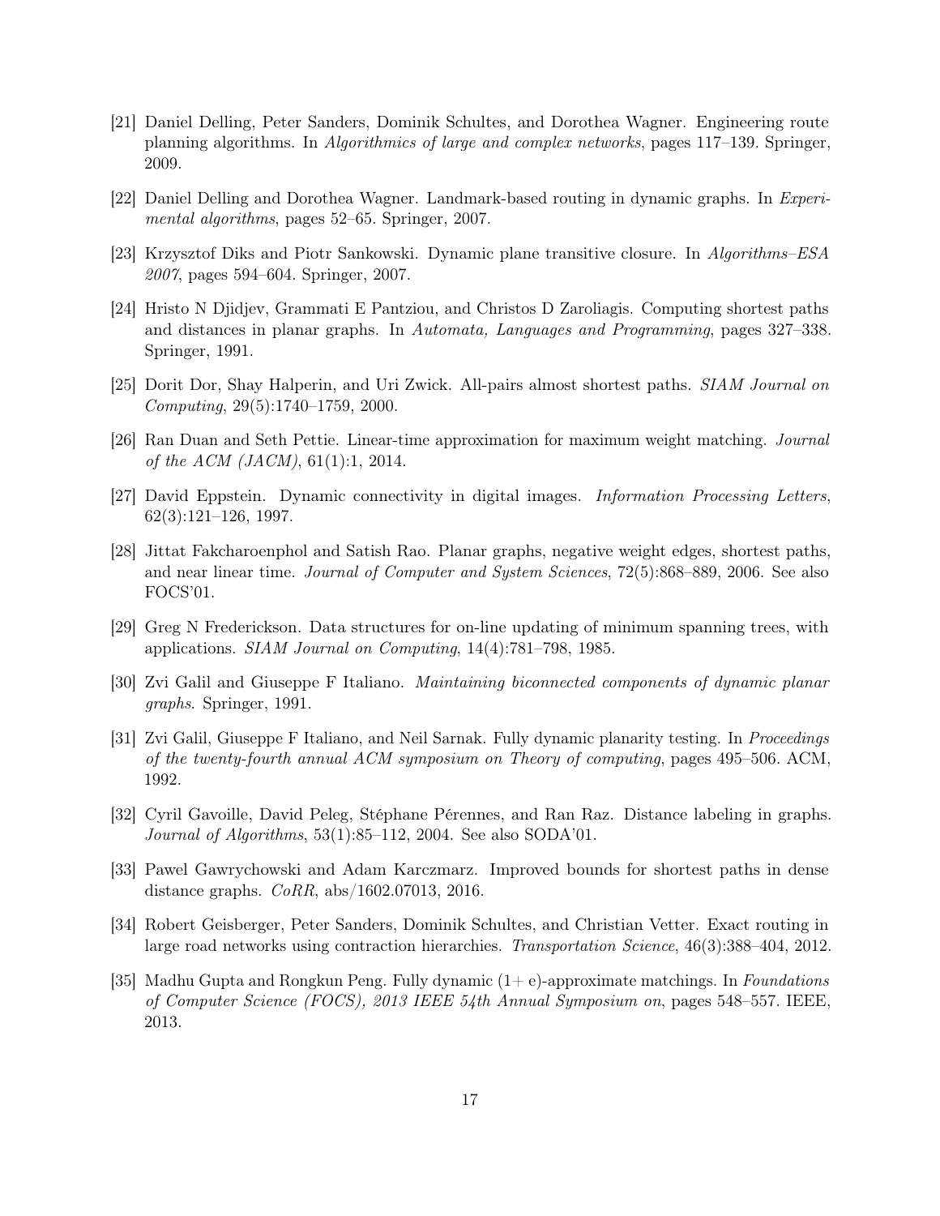[21] Daniel Delling, Peter Sanders, Dominik Schultes, and Dorothea Wagner. Engineering route planning algorithms. In *Algorithmics of large and complex networks*, pages 117–139. Springer, 2009.

[22] Daniel Delling and Dorothea Wagner. Landmark-based routing in dynamic graphs. In *Experimental algorithms*, pages 52–65. Springer, 2007.

[23] Krzysztof Diks and Piotr Sankowski. Dynamic plane transitive closure. In *Algorithms–ESA 2007*, pages 594–604. Springer, 2007.

[24] Hristo N Djidjev, Grammati E Pantziou, and Christos D Zaroliagis. Computing shortest paths and distances in planar graphs. In *Automata, Languages and Programming*, pages 327–338. Springer, 1991.

[25] Dorit Dor, Shay Halperin, and Uri Zwick. All-pairs almost shortest paths. *SIAM Journal on Computing*, 29(5):1740–1759, 2000.

[26] Ran Duan and Seth Pettie. Linear-time approximation for maximum weight matching. *Journal of the ACM (JACM)*, 61(1):1, 2014.

[27] David Eppstein. Dynamic connectivity in digital images. *Information Processing Letters*, 62(3):121–126, 1997.

[28] Jittat Fakcharoenphol and Satish Rao. Planar graphs, negative weight edges, shortest paths, and near linear time. *Journal of Computer and System Sciences*, 72(5):868–889, 2006. See also FOCS'01.

[29] Greg N Frederickson. Data structures for on-line updating of minimum spanning trees, with applications. *SIAM Journal on Computing*, 14(4):781–798, 1985.

[30] Zvi Galil and Giuseppe F Italiano. *Maintaining biconnected components of dynamic planar graphs*. Springer, 1991.

[31] Zvi Galil, Giuseppe F Italiano, and Neil Sarnak. Fully dynamic planarity testing. In *Proceedings of the twenty-fourth annual ACM symposium on Theory of computing*, pages 495–506. ACM, 1992.

[32] Cyril Gavoille, David Peleg, Stéphane Pérennes, and Ran Raz. Distance labeling in graphs. *Journal of Algorithms*, 53(1):85–112, 2004. See also SODA'01.

[33] Pawel Gawrychowski and Adam Karczmarz. Improved bounds for shortest paths in dense distance graphs. *CoRR*, abs/1602.07013, 2016.

[34] Robert Geisberger, Peter Sanders, Dominik Schultes, and Christian Vetter. Exact routing in large road networks using contraction hierarchies. *Transportation Science*, 46(3):388–404, 2012.

[35] Madhu Gupta and Rongkun Peng. Fully dynamic (1+ e)-approximate matchings. In *Foundations of Computer Science (FOCS), 2013 IEEE 54th Annual Symposium on*, pages 548–557. IEEE, 2013.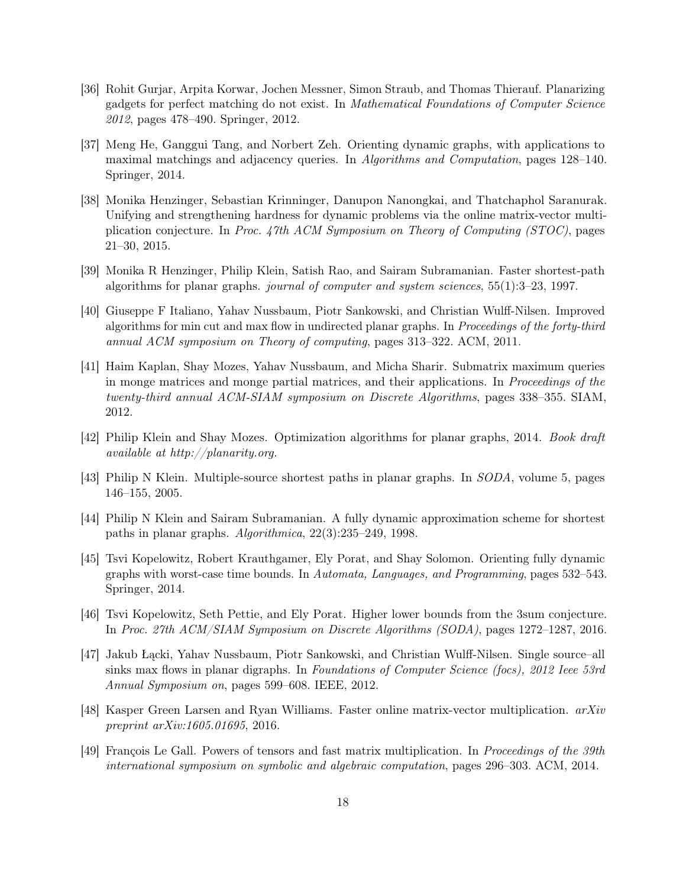[36] Rohit Gurjar, Arpita Korwar, Jochen Messner, Simon Straub, and Thomas Thierauf. Planarizing gadgets for perfect matching do not exist. In *Mathematical Foundations of Computer Science 2012*, pages 478–490. Springer, 2012.

[37] Meng He, Ganggui Tang, and Norbert Zeh. Orienting dynamic graphs, with applications to maximal matchings and adjacency queries. In *Algorithms and Computation*, pages 128–140. Springer, 2014.

[38] Monika Henzinger, Sebastian Krinninger, Danupon Nanongkai, and Thatchaphol Saranurak. Unifying and strengthening hardness for dynamic problems via the online matrix-vector multiplication conjecture. In *Proc. 47th ACM Symposium on Theory of Computing (STOC)*, pages 21–30, 2015.

[39] Monika R Henzinger, Philip Klein, Satish Rao, and Sairam Subramanian. Faster shortest-path algorithms for planar graphs. *journal of computer and system sciences*, 55(1):3–23, 1997.

[40] Giuseppe F Italiano, Yahav Nussbaum, Piotr Sankowski, and Christian Wulff-Nilsen. Improved algorithms for min cut and max flow in undirected planar graphs. In *Proceedings of the forty-third annual ACM symposium on Theory of computing*, pages 313–322. ACM, 2011.

[41] Haim Kaplan, Shay Mozes, Yahav Nussbaum, and Micha Sharir. Submatrix maximum queries in monge matrices and monge partial matrices, and their applications. In *Proceedings of the twenty-third annual ACM-SIAM symposium on Discrete Algorithms*, pages 338–355. SIAM, 2012.

[42] Philip Klein and Shay Mozes. Optimization algorithms for planar graphs, 2014. *Book draft available at http://planarity.org.*

[43] Philip N Klein. Multiple-source shortest paths in planar graphs. In *SODA*, volume 5, pages 146–155, 2005.

[44] Philip N Klein and Sairam Subramanian. A fully dynamic approximation scheme for shortest paths in planar graphs. *Algorithmica*, 22(3):235–249, 1998.

[45] Tsvi Kopelowitz, Robert Krauthgamer, Ely Porat, and Shay Solomon. Orienting fully dynamic graphs with worst-case time bounds. In *Automata, Languages, and Programming*, pages 532–543. Springer, 2014.

[46] Tsvi Kopelowitz, Seth Pettie, and Ely Porat. Higher lower bounds from the 3sum conjecture. In *Proc. 27th ACM/SIAM Symposium on Discrete Algorithms (SODA)*, pages 1272–1287, 2016.

[47] Jakub Łącki, Yahav Nussbaum, Piotr Sankowski, and Christian Wulff-Nilsen. Single source–all sinks max flows in planar digraphs. In *Foundations of Computer Science (focs), 2012 Ieee 53rd Annual Symposium on*, pages 599–608. IEEE, 2012.

[48] Kasper Green Larsen and Ryan Williams. Faster online matrix-vector multiplication. *arXiv preprint arXiv:1605.01695*, 2016.

[49] François Le Gall. Powers of tensors and fast matrix multiplication. In *Proceedings of the 39th international symposium on symbolic and algebraic computation*, pages 296–303. ACM, 2014.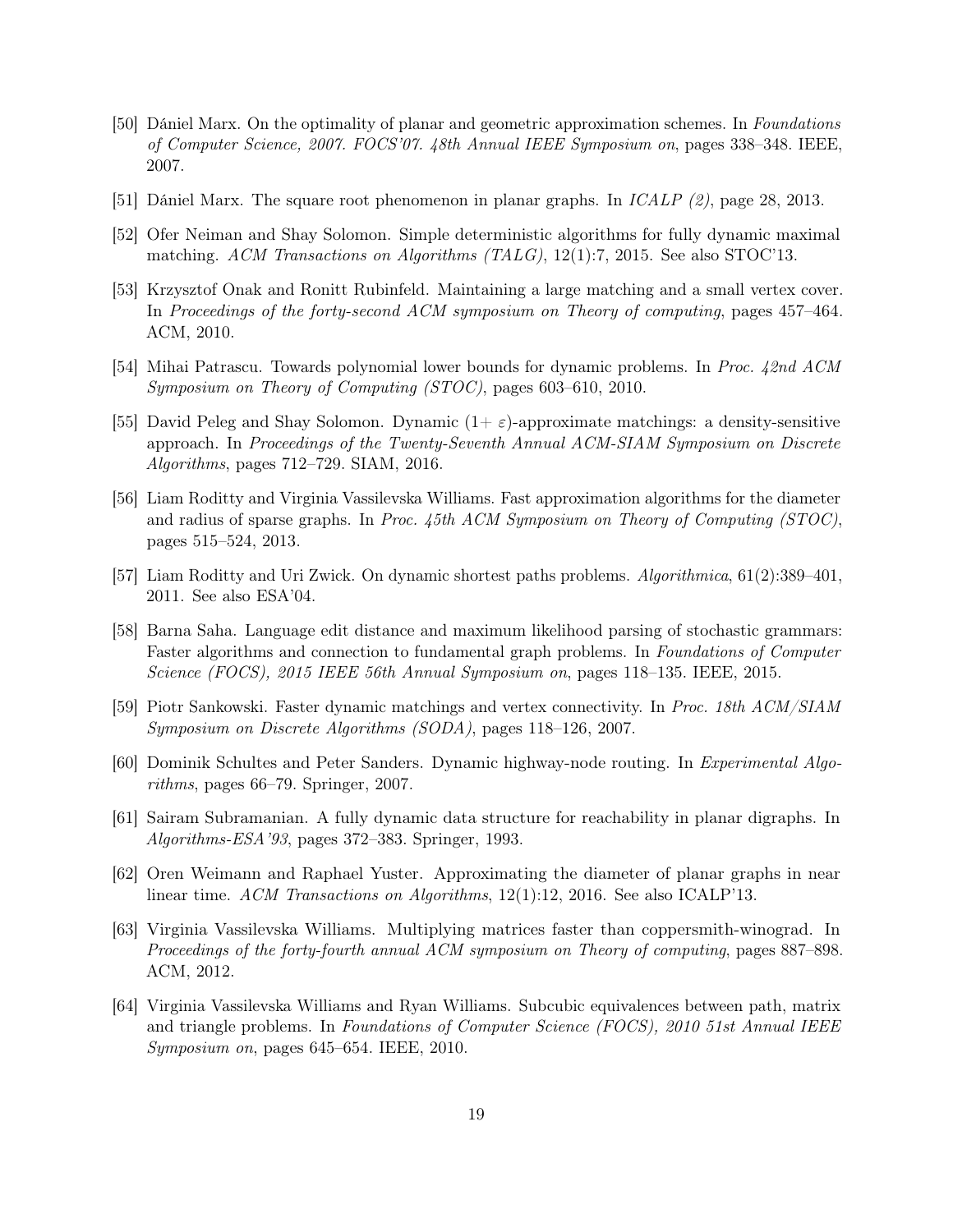[50] Dániel Marx. On the optimality of planar and geometric approximation schemes. In *Foundations of Computer Science, 2007. FOCS'07. 48th Annual IEEE Symposium on*, pages 338–348. IEEE, 2007.

[51] Dániel Marx. The square root phenomenon in planar graphs. In *ICALP (2)*, page 28, 2013.

[52] Ofer Neiman and Shay Solomon. Simple deterministic algorithms for fully dynamic maximal matching. *ACM Transactions on Algorithms (TALG)*, 12(1):7, 2015. See also STOC'13.

[53] Krzysztof Onak and Ronitt Rubinfeld. Maintaining a large matching and a small vertex cover. In *Proceedings of the forty-second ACM symposium on Theory of computing*, pages 457–464. ACM, 2010.

[54] Mihai Patrascu. Towards polynomial lower bounds for dynamic problems. In *Proc. 42nd ACM Symposium on Theory of Computing (STOC)*, pages 603–610, 2010.

[55] David Peleg and Shay Solomon. Dynamic $(1+\varepsilon)$-approximate matchings: a density-sensitive approach. In *Proceedings of the Twenty-Seventh Annual ACM-SIAM Symposium on Discrete Algorithms*, pages 712–729. SIAM, 2016.

[56] Liam Roditty and Virginia Vassilevska Williams. Fast approximation algorithms for the diameter and radius of sparse graphs. In *Proc. 45th ACM Symposium on Theory of Computing (STOC)*, pages 515–524, 2013.

[57] Liam Roditty and Uri Zwick. On dynamic shortest paths problems. *Algorithmica*, 61(2):389–401, 2011. See also ESA'04.

[58] Barna Saha. Language edit distance and maximum likelihood parsing of stochastic grammars: Faster algorithms and connection to fundamental graph problems. In *Foundations of Computer Science (FOCS), 2015 IEEE 56th Annual Symposium on*, pages 118–135. IEEE, 2015.

[59] Piotr Sankowski. Faster dynamic matchings and vertex connectivity. In *Proc. 18th ACM/SIAM Symposium on Discrete Algorithms (SODA)*, pages 118–126, 2007.

[60] Dominik Schultes and Peter Sanders. Dynamic highway-node routing. In *Experimental Algorithms*, pages 66–79. Springer, 2007.

[61] Sairam Subramanian. A fully dynamic data structure for reachability in planar digraphs. In *Algorithms-ESA'93*, pages 372–383. Springer, 1993.

[62] Oren Weimann and Raphael Yuster. Approximating the diameter of planar graphs in near linear time. *ACM Transactions on Algorithms*, 12(1):12, 2016. See also ICALP'13.

[63] Virginia Vassilevska Williams. Multiplying matrices faster than coppersmith-winograd. In *Proceedings of the forty-fourth annual ACM symposium on Theory of computing*, pages 887–898. ACM, 2012.

[64] Virginia Vassilevska Williams and Ryan Williams. Subcubic equivalences between path, matrix and triangle problems. In *Foundations of Computer Science (FOCS), 2010 51st Annual IEEE Symposium on*, pages 645–654. IEEE, 2010.